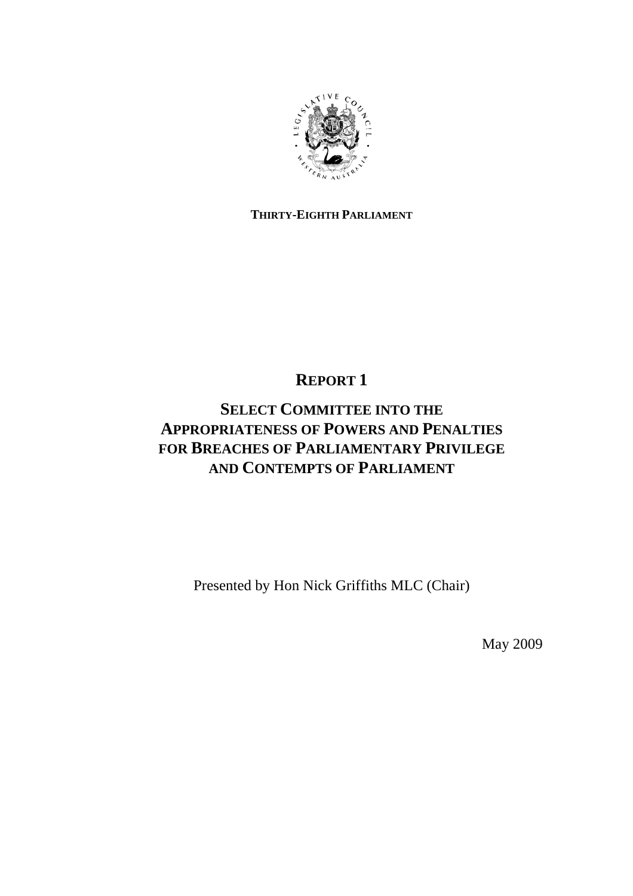**THIRTY-EIGHTH PARLIAMENT**

# REPORT 1

## SELECT COMMITTEE INTO THE APPROPRIATENESS OF POWERS AND PENALTIES FOR BREACHES OF PARLIAMENTARY PRIVILEGE AND CONTEMPTS OF PARLIAMENT

Presented by Hon Nick Griffiths MLC (Chair)

May 2009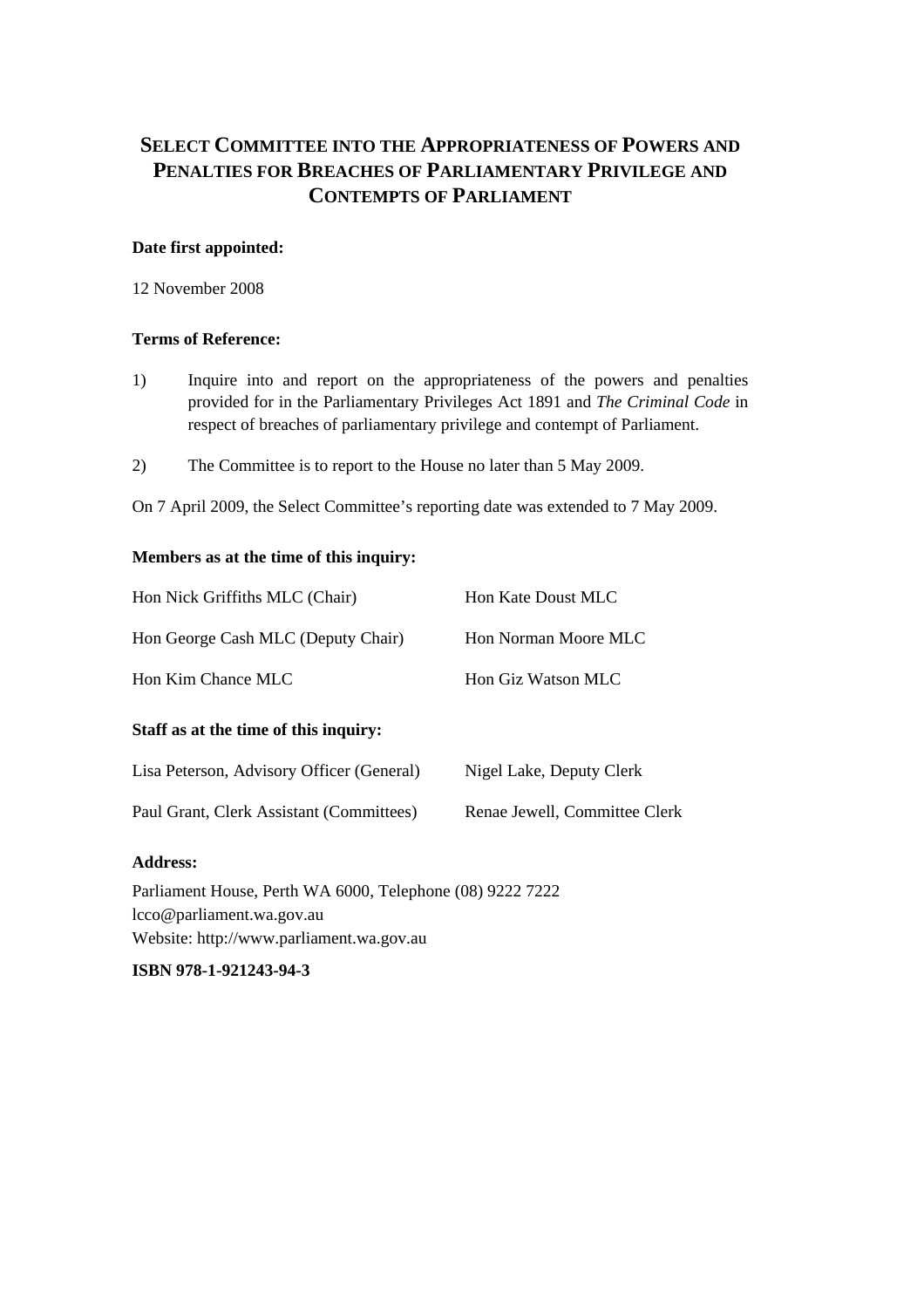# Select Committee into the Appropriateness of Powers and Penalties for Breaches of Parliamentary Privilege and Contempts of Parliament

**Date first appointed:**

12 November 2008

**Terms of Reference:**

1) Inquire into and report on the appropriateness of the powers and penalties provided for in the Parliamentary Privileges Act 1891 and *The Criminal Code* in respect of breaches of parliamentary privilege and contempt of Parliament.

2) The Committee is to report to the House no later than 5 May 2009.

On 7 April 2009, the Select Committee's reporting date was extended to 7 May 2009.

**Members as at the time of this inquiry:**

| | |
|---|---|
| Hon Nick Griffiths MLC (Chair) | Hon Kate Doust MLC |
| Hon George Cash MLC (Deputy Chair) | Hon Norman Moore MLC |
| Hon Kim Chance MLC | Hon Giz Watson MLC |

**Staff as at the time of this inquiry:**

| | |
|---|---|
| Lisa Peterson, Advisory Officer (General) | Nigel Lake, Deputy Clerk |
| Paul Grant, Clerk Assistant (Committees) | Renae Jewell, Committee Clerk |

**Address:**

Parliament House, Perth WA 6000, Telephone (08) 9222 7222
lcco@parliament.wa.gov.au
Website: http://www.parliament.wa.gov.au

**ISBN 978-1-921243-94-3**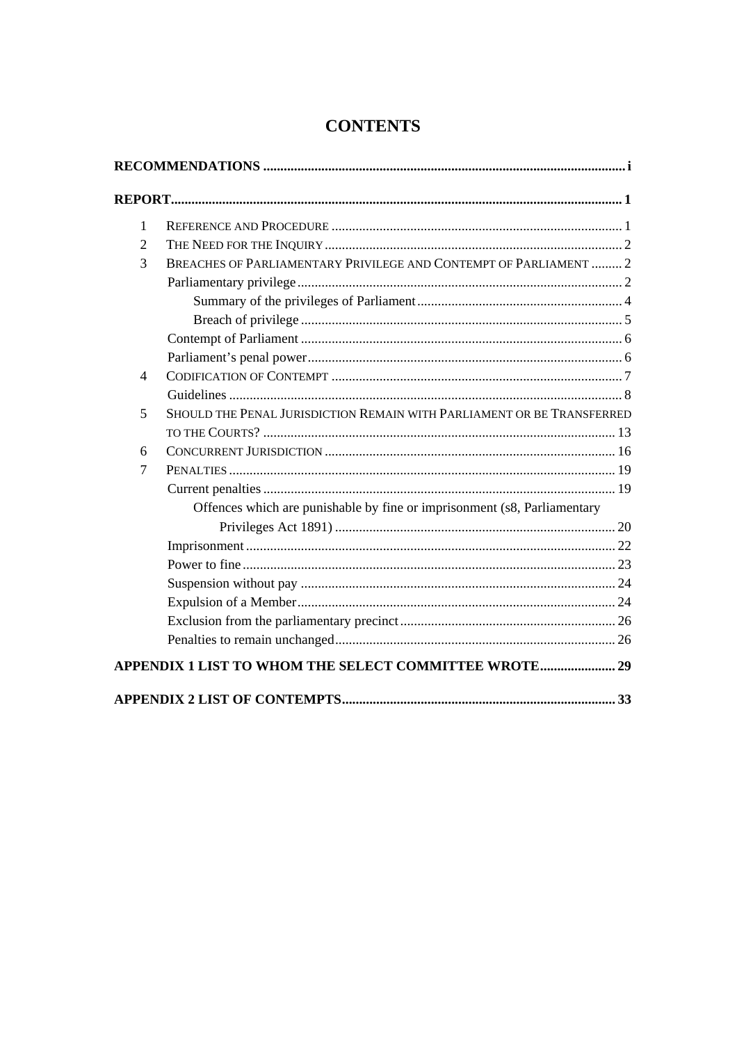# CONTENTS

**RECOMMENDATIONS** .......... i

**REPORT** .......... 1

1 REFERENCE AND PROCEDURE .......... 1

2 THE NEED FOR THE INQUIRY .......... 2

3 BREACHES OF PARLIAMENTARY PRIVILEGE AND CONTEMPT OF PARLIAMENT .......... 2

- Parliamentary privilege .......... 2
  - Summary of the privileges of Parliament .......... 4
  - Breach of privilege .......... 5
- Contempt of Parliament .......... 6
- Parliament's penal power .......... 6

4 CODIFICATION OF CONTEMPT .......... 7

- Guidelines .......... 8

5 SHOULD THE PENAL JURISDICTION REMAIN WITH PARLIAMENT OR BE TRANSFERRED TO THE COURTS? .......... 13

6 CONCURRENT JURISDICTION .......... 16

7 PENALTIES .......... 19

- Current penalties .......... 19
  - Offences which are punishable by fine or imprisonment (s8, Parliamentary Privileges Act 1891) .......... 20
- Imprisonment .......... 22
- Power to fine .......... 23
- Suspension without pay .......... 24
- Expulsion of a Member .......... 24
- Exclusion from the parliamentary precinct .......... 26
- Penalties to remain unchanged .......... 26

**APPENDIX 1 LIST TO WHOM THE SELECT COMMITTEE WROTE** .......... 29

**APPENDIX 2 LIST OF CONTEMPTS** .......... 33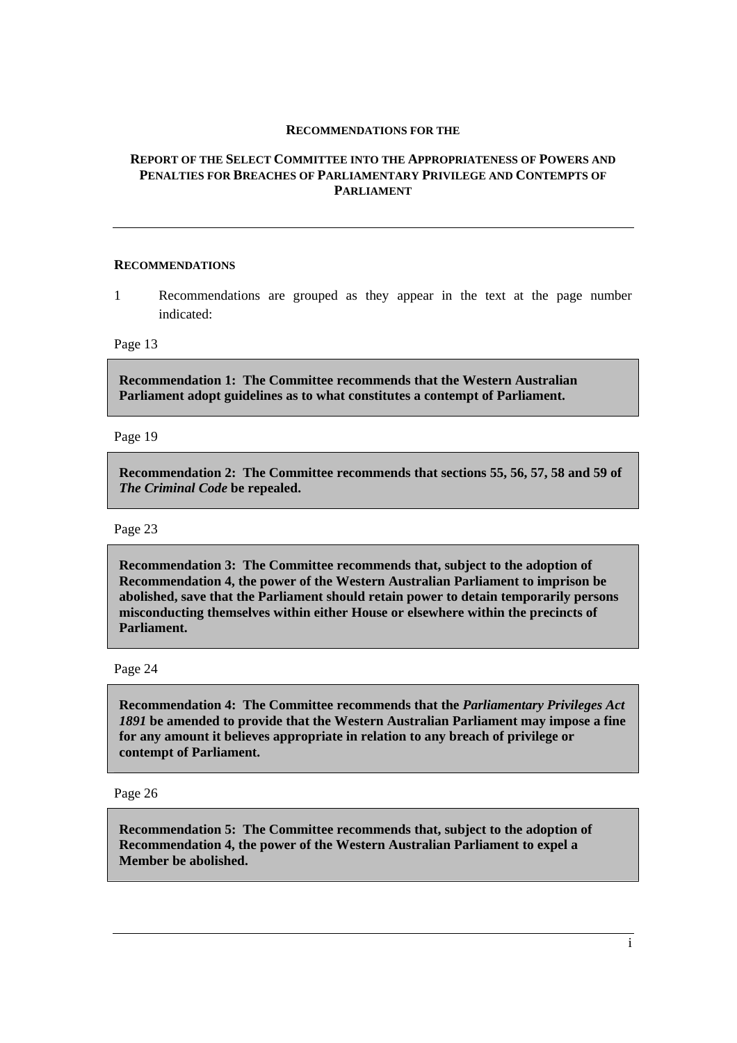**RECOMMENDATIONS FOR THE**

**REPORT OF THE SELECT COMMITTEE INTO THE APPROPRIATENESS OF POWERS AND PENALTIES FOR BREACHES OF PARLIAMENTARY PRIVILEGE AND CONTEMPTS OF PARLIAMENT**

---

**RECOMMENDATIONS**

1 Recommendations are grouped as they appear in the text at the page number indicated:

Page 13

**Recommendation 1: The Committee recommends that the Western Australian Parliament adopt guidelines as to what constitutes a contempt of Parliament.**

Page 19

**Recommendation 2: The Committee recommends that sections 55, 56, 57, 58 and 59 of *The Criminal Code* be repealed.**

Page 23

**Recommendation 3: The Committee recommends that, subject to the adoption of Recommendation 4, the power of the Western Australian Parliament to imprison be abolished, save that the Parliament should retain power to detain temporarily persons misconducting themselves within either House or elsewhere within the precincts of Parliament.**

Page 24

**Recommendation 4: The Committee recommends that the *Parliamentary Privileges Act 1891* be amended to provide that the Western Australian Parliament may impose a fine for any amount it believes appropriate in relation to any breach of privilege or contempt of Parliament.**

Page 26

**Recommendation 5: The Committee recommends that, subject to the adoption of Recommendation 4, the power of the Western Australian Parliament to expel a Member be abolished.**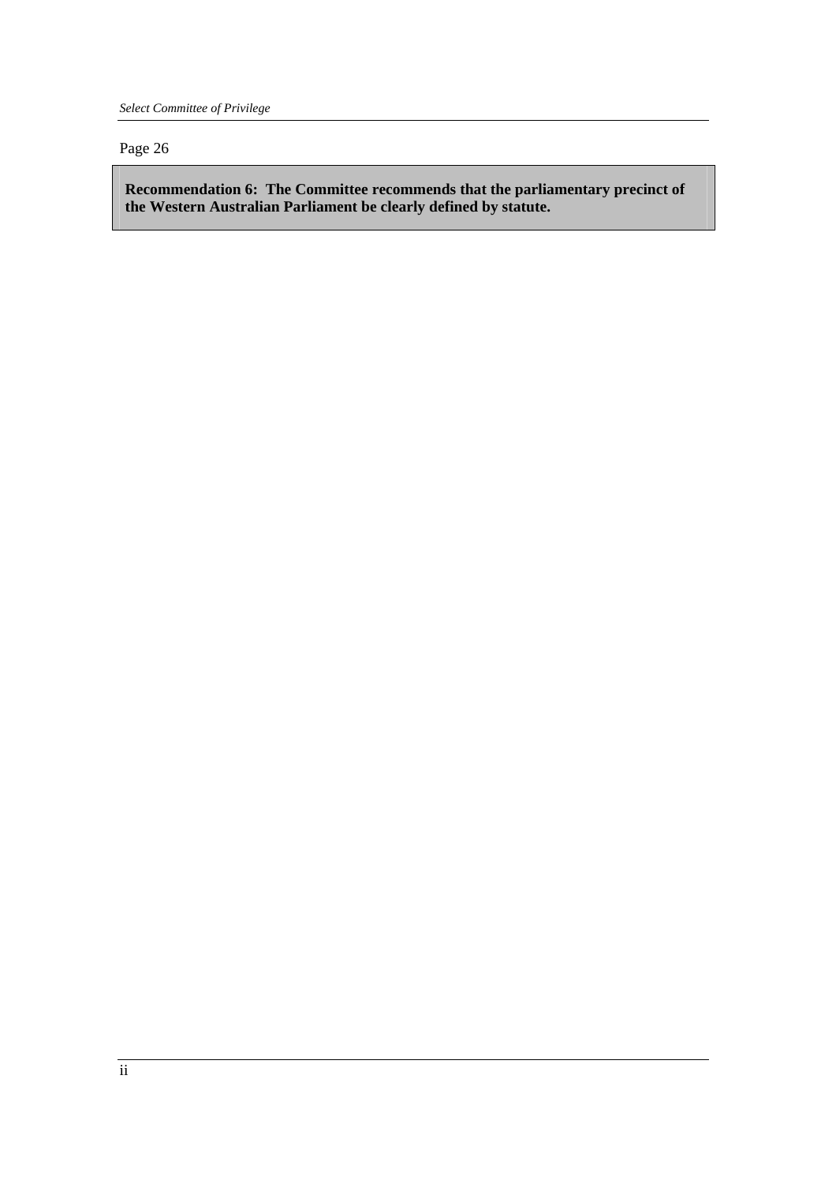Page 26

**Recommendation 6: The Committee recommends that the parliamentary precinct of the Western Australian Parliament be clearly defined by statute.**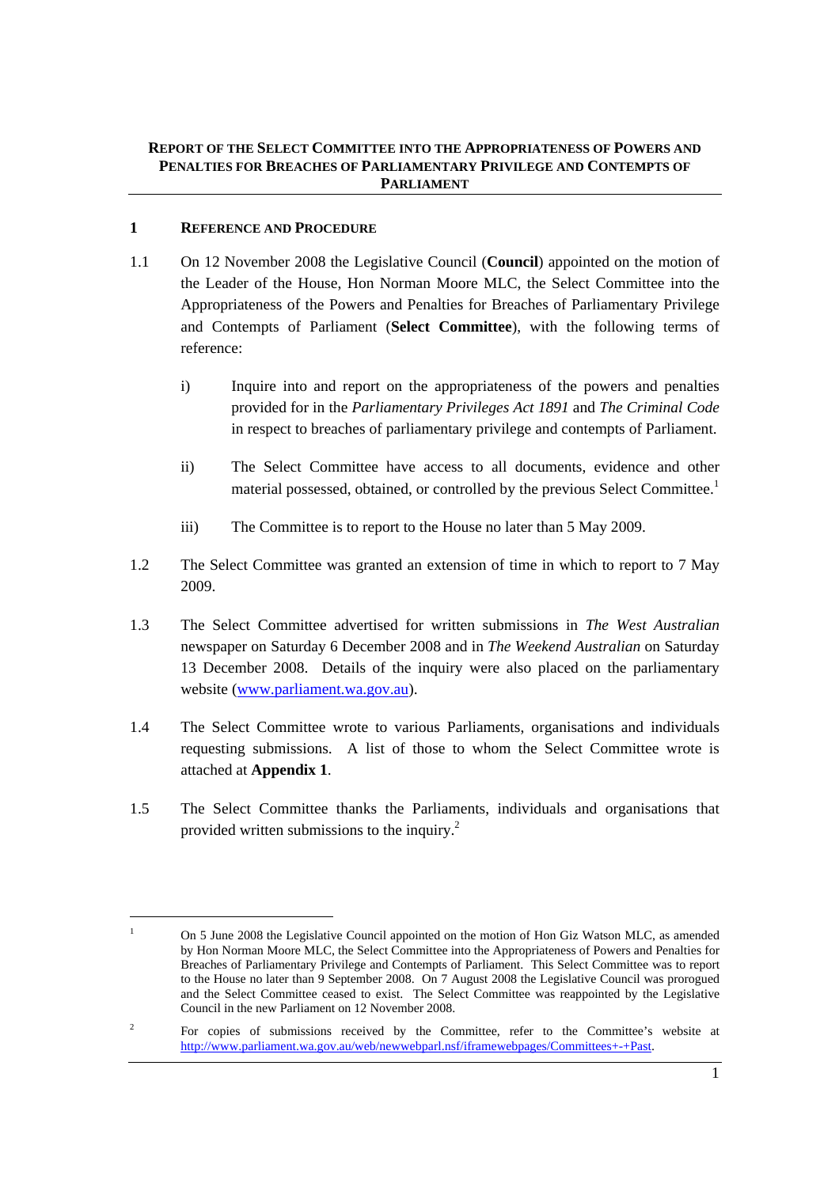# REPORT OF THE SELECT COMMITTEE INTO THE APPROPRIATENESS OF POWERS AND PENALTIES FOR BREACHES OF PARLIAMENTARY PRIVILEGE AND CONTEMPTS OF PARLIAMENT

## 1 REFERENCE AND PROCEDURE

1.1 On 12 November 2008 the Legislative Council (**Council**) appointed on the motion of the Leader of the House, Hon Norman Moore MLC, the Select Committee into the Appropriateness of the Powers and Penalties for Breaches of Parliamentary Privilege and Contempts of Parliament (**Select Committee**), with the following terms of reference:

> i) Inquire into and report on the appropriateness of the powers and penalties provided for in the *Parliamentary Privileges Act 1891* and *The Criminal Code* in respect to breaches of parliamentary privilege and contempts of Parliament.
>
> ii) The Select Committee have access to all documents, evidence and other material possessed, obtained, or controlled by the previous Select Committee.[1]
>
> iii) The Committee is to report to the House no later than 5 May 2009.

1.2 The Select Committee was granted an extension of time in which to report to 7 May 2009.

1.3 The Select Committee advertised for written submissions in *The West Australian* newspaper on Saturday 6 December 2008 and in *The Weekend Australian* on Saturday 13 December 2008. Details of the inquiry were also placed on the parliamentary website (www.parliament.wa.gov.au).

1.4 The Select Committee wrote to various Parliaments, organisations and individuals requesting submissions. A list of those to whom the Select Committee wrote is attached at **Appendix 1**.

1.5 The Select Committee thanks the Parliaments, individuals and organisations that provided written submissions to the inquiry.[2]

---

[1] On 5 June 2008 the Legislative Council appointed on the motion of Hon Giz Watson MLC, as amended by Hon Norman Moore MLC, the Select Committee into the Appropriateness of Powers and Penalties for Breaches of Parliamentary Privilege and Contempts of Parliament. This Select Committee was to report to the House no later than 9 September 2008. On 7 August 2008 the Legislative Council was prorogued and the Select Committee ceased to exist. The Select Committee was reappointed by the Legislative Council in the new Parliament on 12 November 2008.

[2] For copies of submissions received by the Committee, refer to the Committee's website at http://www.parliament.wa.gov.au/web/newwebparl.nsf/iframewebpages/Committees+-+Past.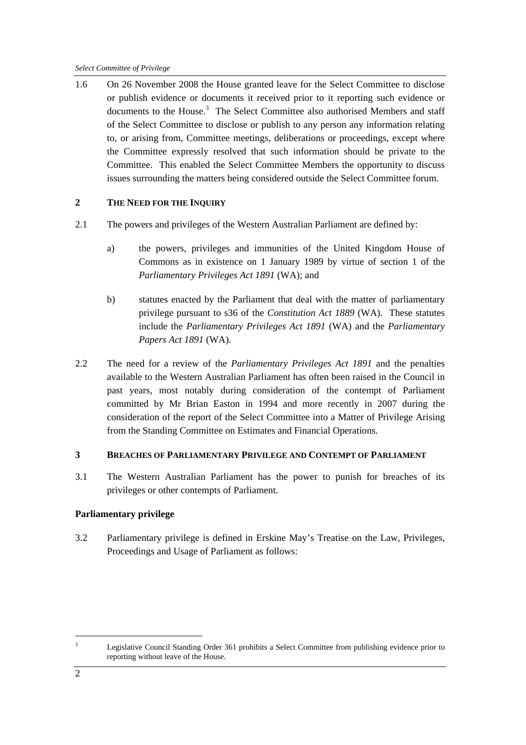1.6 On 26 November 2008 the House granted leave for the Select Committee to disclose or publish evidence or documents it received prior to it reporting such evidence or documents to the House.[3] The Select Committee also authorised Members and staff of the Select Committee to disclose or publish to any person any information relating to, or arising from, Committee meetings, deliberations or proceedings, except where the Committee expressly resolved that such information should be private to the Committee. This enabled the Select Committee Members the opportunity to discuss issues surrounding the matters being considered outside the Select Committee forum.

## 2 THE NEED FOR THE INQUIRY

2.1 The powers and privileges of the Western Australian Parliament are defined by:

a) the powers, privileges and immunities of the United Kingdom House of Commons as in existence on 1 January 1989 by virtue of section 1 of the *Parliamentary Privileges Act 1891* (WA); and

b) statutes enacted by the Parliament that deal with the matter of parliamentary privilege pursuant to s36 of the *Constitution Act 1889* (WA). These statutes include the *Parliamentary Privileges Act 1891* (WA) and the *Parliamentary Papers Act 1891* (WA).

2.2 The need for a review of the *Parliamentary Privileges Act 1891* and the penalties available to the Western Australian Parliament has often been raised in the Council in past years, most notably during consideration of the contempt of Parliament committed by Mr Brian Easton in 1994 and more recently in 2007 during the consideration of the report of the Select Committee into a Matter of Privilege Arising from the Standing Committee on Estimates and Financial Operations.

## 3 BREACHES OF PARLIAMENTARY PRIVILEGE AND CONTEMPT OF PARLIAMENT

3.1 The Western Australian Parliament has the power to punish for breaches of its privileges or other contempts of Parliament.

### Parliamentary privilege

3.2 Parliamentary privilege is defined in Erskine May's Treatise on the Law, Privileges, Proceedings and Usage of Parliament as follows:

---

[3] Legislative Council Standing Order 361 prohibits a Select Committee from publishing evidence prior to reporting without leave of the House.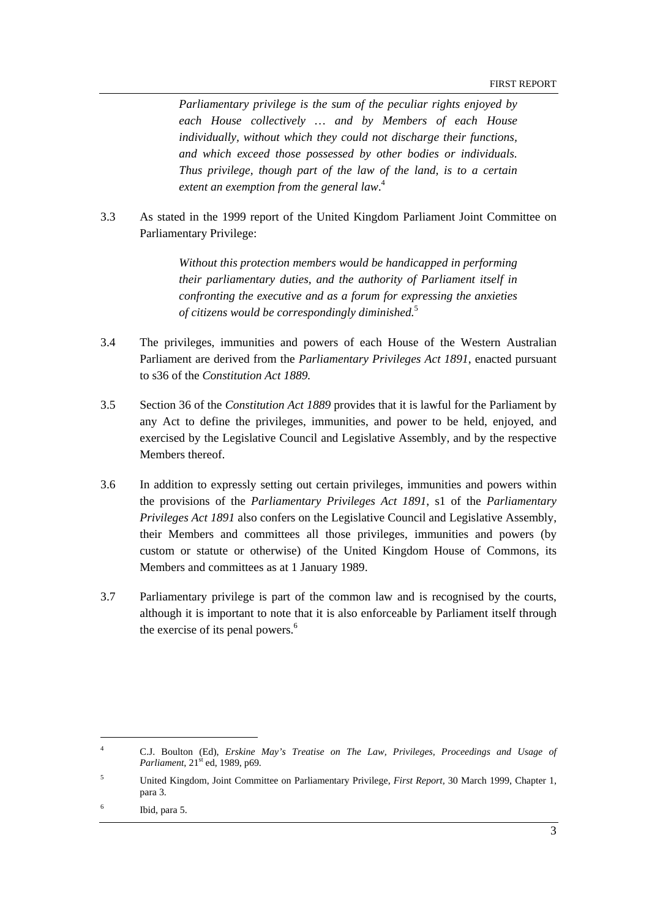> *Parliamentary privilege is the sum of the peculiar rights enjoyed by each House collectively … and by Members of each House individually, without which they could not discharge their functions, and which exceed those possessed by other bodies or individuals. Thus privilege, though part of the law of the land, is to a certain extent an exemption from the general law.*[4]

3.3 As stated in the 1999 report of the United Kingdom Parliament Joint Committee on Parliamentary Privilege:

> *Without this protection members would be handicapped in performing their parliamentary duties, and the authority of Parliament itself in confronting the executive and as a forum for expressing the anxieties of citizens would be correspondingly diminished.*[5]

3.4 The privileges, immunities and powers of each House of the Western Australian Parliament are derived from the *Parliamentary Privileges Act 1891*, enacted pursuant to s36 of the *Constitution Act 1889.*

3.5 Section 36 of the *Constitution Act 1889* provides that it is lawful for the Parliament by any Act to define the privileges, immunities, and power to be held, enjoyed, and exercised by the Legislative Council and Legislative Assembly, and by the respective Members thereof.

3.6 In addition to expressly setting out certain privileges, immunities and powers within the provisions of the *Parliamentary Privileges Act 1891*, s1 of the *Parliamentary Privileges Act 1891* also confers on the Legislative Council and Legislative Assembly, their Members and committees all those privileges, immunities and powers (by custom or statute or otherwise) of the United Kingdom House of Commons, its Members and committees as at 1 January 1989.

3.7 Parliamentary privilege is part of the common law and is recognised by the courts, although it is important to note that it is also enforceable by Parliament itself through the exercise of its penal powers.[6]

---

[4] C.J. Boulton (Ed), *Erskine May's Treatise on The Law, Privileges, Proceedings and Usage of Parliament*, 21st ed, 1989, p69.

[5] United Kingdom, Joint Committee on Parliamentary Privilege, *First Report*, 30 March 1999, Chapter 1, para 3.

[6] Ibid, para 5.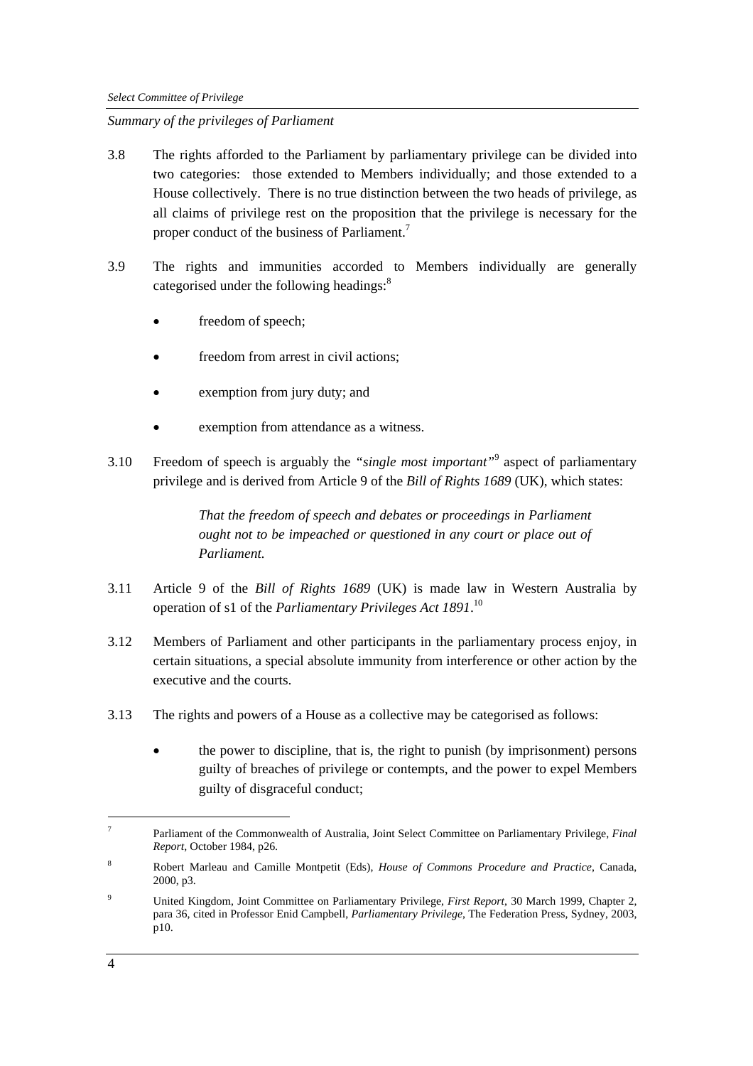*Summary of the privileges of Parliament*

3.8 The rights afforded to the Parliament by parliamentary privilege can be divided into two categories: those extended to Members individually; and those extended to a House collectively. There is no true distinction between the two heads of privilege, as all claims of privilege rest on the proposition that the privilege is necessary for the proper conduct of the business of Parliament.[7]

3.9 The rights and immunities accorded to Members individually are generally categorised under the following headings:[8]

- freedom of speech;
- freedom from arrest in civil actions;
- exemption from jury duty; and
- exemption from attendance as a witness.

3.10 Freedom of speech is arguably the *"single most important"*[9] aspect of parliamentary privilege and is derived from Article 9 of the *Bill of Rights 1689* (UK), which states:

> *That the freedom of speech and debates or proceedings in Parliament ought not to be impeached or questioned in any court or place out of Parliament.*

3.11 Article 9 of the *Bill of Rights 1689* (UK) is made law in Western Australia by operation of s1 of the *Parliamentary Privileges Act 1891*.[10]

3.12 Members of Parliament and other participants in the parliamentary process enjoy, in certain situations, a special absolute immunity from interference or other action by the executive and the courts.

3.13 The rights and powers of a House as a collective may be categorised as follows:

- the power to discipline, that is, the right to punish (by imprisonment) persons guilty of breaches of privilege or contempts, and the power to expel Members guilty of disgraceful conduct;

---

[7] Parliament of the Commonwealth of Australia, Joint Select Committee on Parliamentary Privilege, *Final Report*, October 1984, p26.

[8] Robert Marleau and Camille Montpetit (Eds), *House of Commons Procedure and Practice*, Canada, 2000, p3.

[9] United Kingdom, Joint Committee on Parliamentary Privilege, *First Report*, 30 March 1999, Chapter 2, para 36, cited in Professor Enid Campbell, *Parliamentary Privilege*, The Federation Press, Sydney, 2003, p10.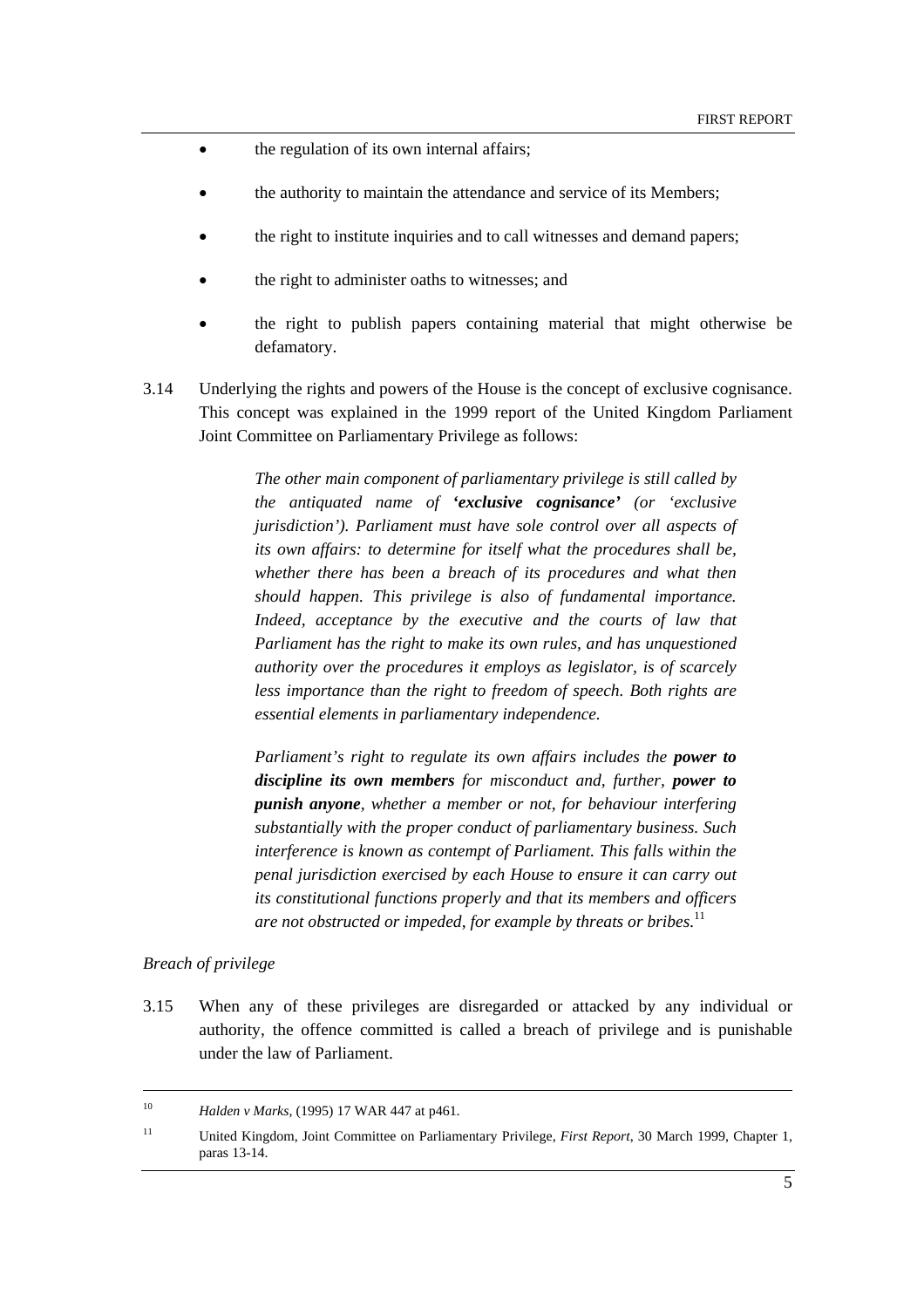- the regulation of its own internal affairs;
- the authority to maintain the attendance and service of its Members;
- the right to institute inquiries and to call witnesses and demand papers;
- the right to administer oaths to witnesses; and
- the right to publish papers containing material that might otherwise be defamatory.

3.14 Underlying the rights and powers of the House is the concept of exclusive cognisance. This concept was explained in the 1999 report of the United Kingdom Parliament Joint Committee on Parliamentary Privilege as follows:

> *The other main component of parliamentary privilege is still called by the antiquated name of **'exclusive cognisance'** (or 'exclusive jurisdiction'). Parliament must have sole control over all aspects of its own affairs: to determine for itself what the procedures shall be, whether there has been a breach of its procedures and what then should happen. This privilege is also of fundamental importance. Indeed, acceptance by the executive and the courts of law that Parliament has the right to make its own rules, and has unquestioned authority over the procedures it employs as legislator, is of scarcely less importance than the right to freedom of speech. Both rights are essential elements in parliamentary independence.*
>
> *Parliament's right to regulate its own affairs includes the **power to discipline its own members** for misconduct and, further, **power to punish anyone**, whether a member or not, for behaviour interfering substantially with the proper conduct of parliamentary business. Such interference is known as contempt of Parliament. This falls within the penal jurisdiction exercised by each House to ensure it can carry out its constitutional functions properly and that its members and officers are not obstructed or impeded, for example by threats or bribes.*[11]

*Breach of privilege*

3.15 When any of these privileges are disregarded or attacked by any individual or authority, the offence committed is called a breach of privilege and is punishable under the law of Parliament.

---

[10] *Halden v Marks*, (1995) 17 WAR 447 at p461.

[11] United Kingdom, Joint Committee on Parliamentary Privilege, *First Report*, 30 March 1999, Chapter 1, paras 13-14.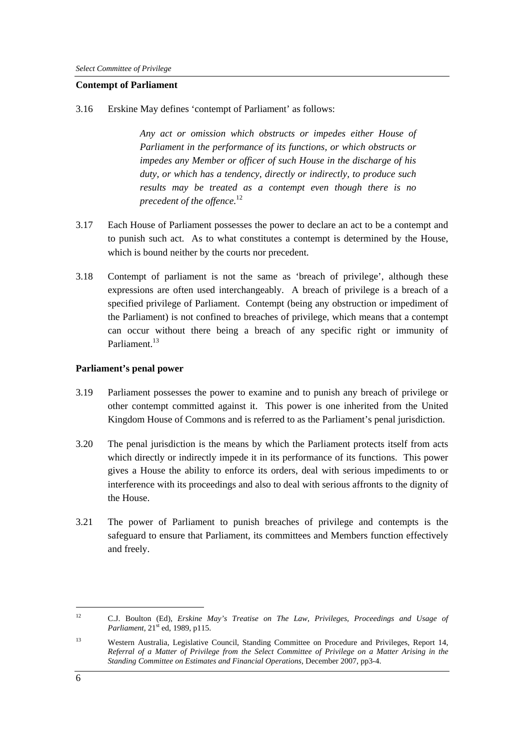**Contempt of Parliament**

3.16 Erskine May defines 'contempt of Parliament' as follows:

> *Any act or omission which obstructs or impedes either House of Parliament in the performance of its functions, or which obstructs or impedes any Member or officer of such House in the discharge of his duty, or which has a tendency, directly or indirectly, to produce such results may be treated as a contempt even though there is no precedent of the offence.*[12]

3.17 Each House of Parliament possesses the power to declare an act to be a contempt and to punish such act. As to what constitutes a contempt is determined by the House, which is bound neither by the courts nor precedent.

3.18 Contempt of parliament is not the same as 'breach of privilege', although these expressions are often used interchangeably. A breach of privilege is a breach of a specified privilege of Parliament. Contempt (being any obstruction or impediment of the Parliament) is not confined to breaches of privilege, which means that a contempt can occur without there being a breach of any specific right or immunity of Parliament.[13]

**Parliament's penal power**

3.19 Parliament possesses the power to examine and to punish any breach of privilege or other contempt committed against it. This power is one inherited from the United Kingdom House of Commons and is referred to as the Parliament's penal jurisdiction.

3.20 The penal jurisdiction is the means by which the Parliament protects itself from acts which directly or indirectly impede it in its performance of its functions. This power gives a House the ability to enforce its orders, deal with serious impediments to or interference with its proceedings and also to deal with serious affronts to the dignity of the House.

3.21 The power of Parliament to punish breaches of privilege and contempts is the safeguard to ensure that Parliament, its committees and Members function effectively and freely.

---

[12] C.J. Boulton (Ed), *Erskine May's Treatise on The Law, Privileges, Proceedings and Usage of Parliament*, 21st ed, 1989, p115.

[13] Western Australia, Legislative Council, Standing Committee on Procedure and Privileges, Report 14, *Referral of a Matter of Privilege from the Select Committee of Privilege on a Matter Arising in the Standing Committee on Estimates and Financial Operations*, December 2007, pp3-4.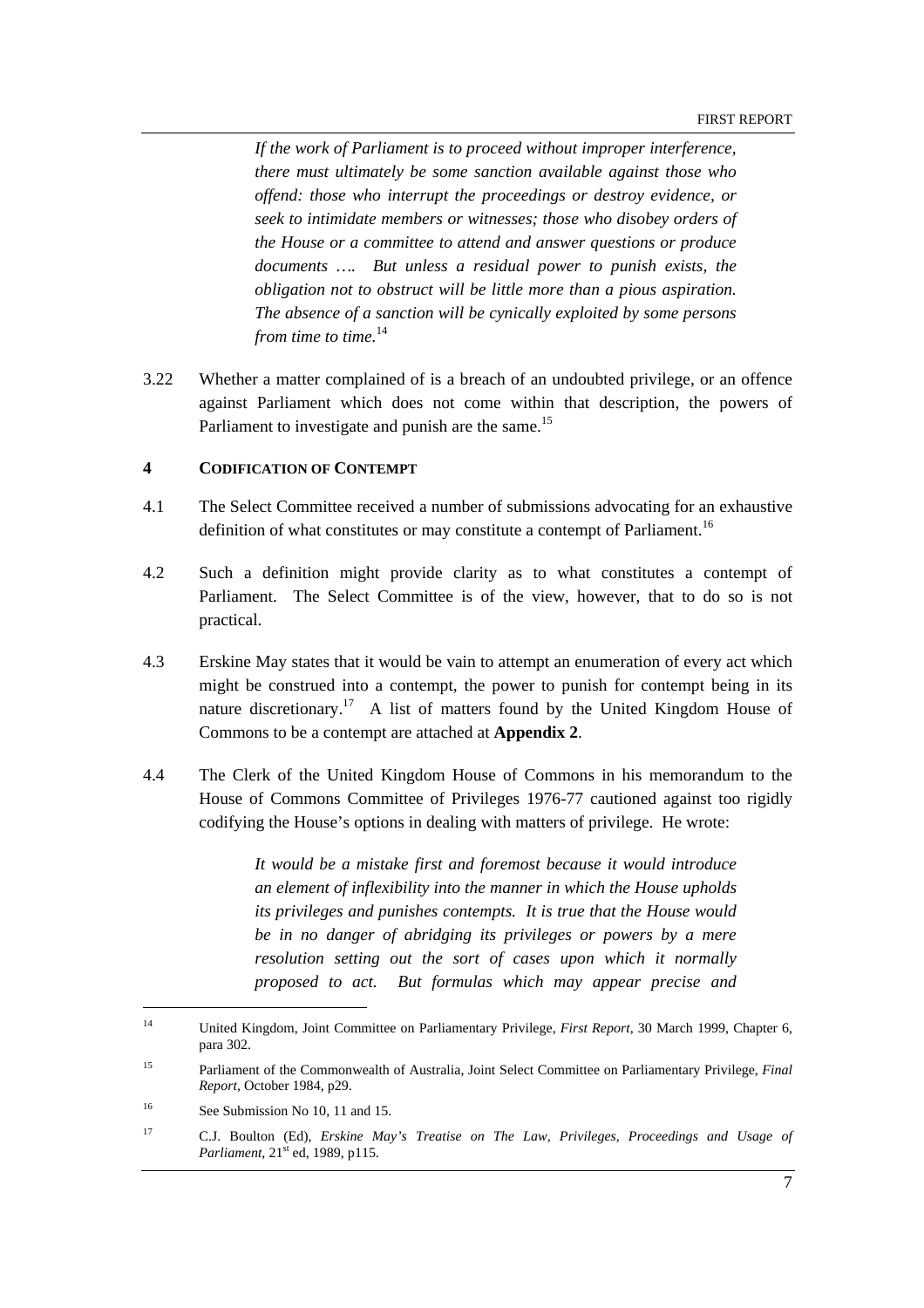> *If the work of Parliament is to proceed without improper interference, there must ultimately be some sanction available against those who offend: those who interrupt the proceedings or destroy evidence, or seek to intimidate members or witnesses; those who disobey orders of the House or a committee to attend and answer questions or produce documents …. But unless a residual power to punish exists, the obligation not to obstruct will be little more than a pious aspiration. The absence of a sanction will be cynically exploited by some persons from time to time.*[14]

3.22 Whether a matter complained of is a breach of an undoubted privilege, or an offence against Parliament which does not come within that description, the powers of Parliament to investigate and punish are the same.[15]

## 4 CODIFICATION OF CONTEMPT

4.1 The Select Committee received a number of submissions advocating for an exhaustive definition of what constitutes or may constitute a contempt of Parliament.[16]

4.2 Such a definition might provide clarity as to what constitutes a contempt of Parliament. The Select Committee is of the view, however, that to do so is not practical.

4.3 Erskine May states that it would be vain to attempt an enumeration of every act which might be construed into a contempt, the power to punish for contempt being in its nature discretionary.[17] A list of matters found by the United Kingdom House of Commons to be a contempt are attached at **Appendix 2**.

4.4 The Clerk of the United Kingdom House of Commons in his memorandum to the House of Commons Committee of Privileges 1976-77 cautioned against too rigidly codifying the House's options in dealing with matters of privilege. He wrote:

> *It would be a mistake first and foremost because it would introduce an element of inflexibility into the manner in which the House upholds its privileges and punishes contempts. It is true that the House would be in no danger of abridging its privileges or powers by a mere resolution setting out the sort of cases upon which it normally proposed to act. But formulas which may appear precise and*

---

[14] United Kingdom, Joint Committee on Parliamentary Privilege, *First Report*, 30 March 1999, Chapter 6, para 302.

[15] Parliament of the Commonwealth of Australia, Joint Select Committee on Parliamentary Privilege, *Final Report*, October 1984, p29.

[16] See Submission No 10, 11 and 15.

[17] C.J. Boulton (Ed), *Erskine May's Treatise on The Law, Privileges, Proceedings and Usage of Parliament*, 21st ed, 1989, p115.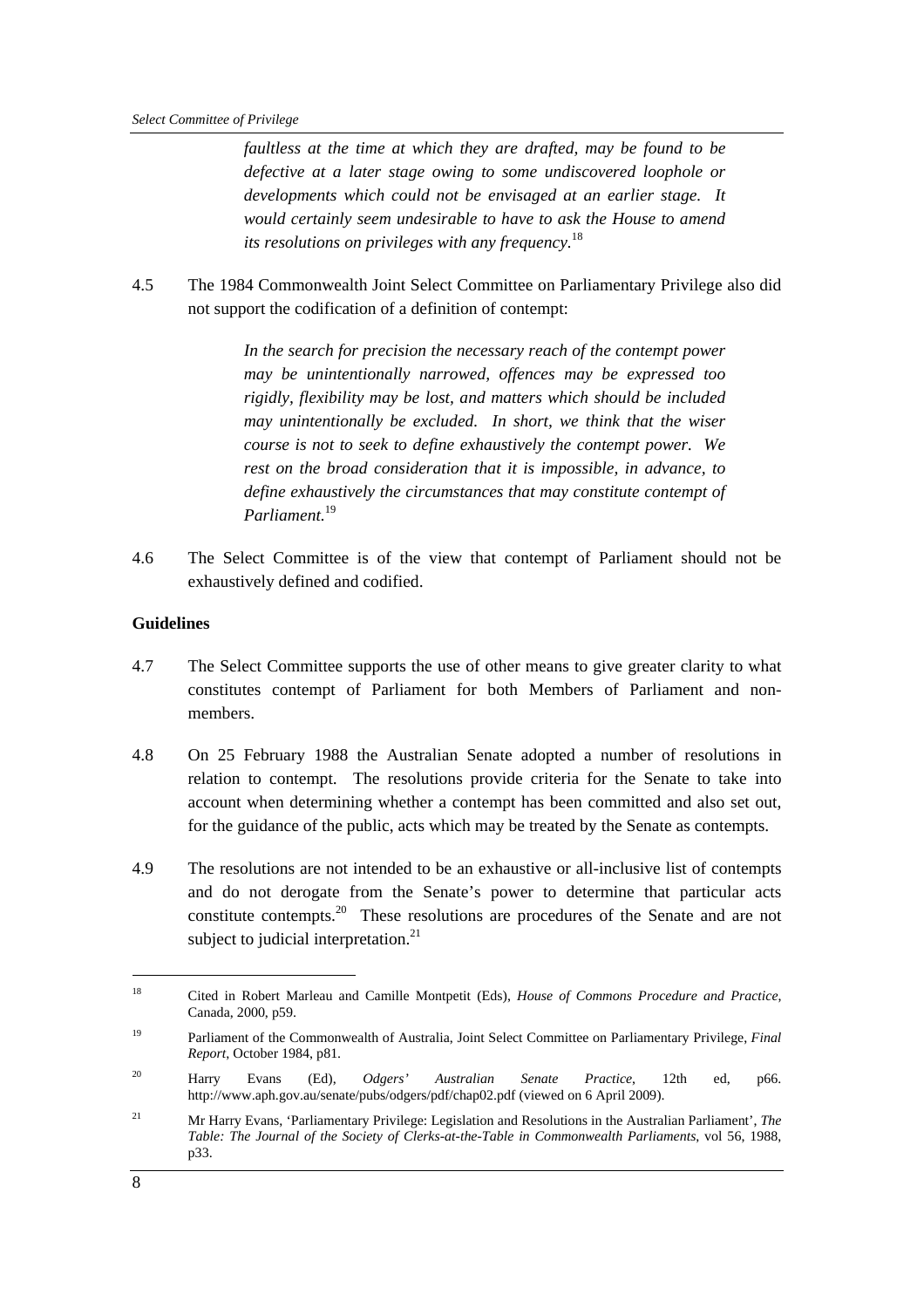> *faultless at the time at which they are drafted, may be found to be defective at a later stage owing to some undiscovered loophole or developments which could not be envisaged at an earlier stage. It would certainly seem undesirable to have to ask the House to amend its resolutions on privileges with any frequency.*[18]

4.5 The 1984 Commonwealth Joint Select Committee on Parliamentary Privilege also did not support the codification of a definition of contempt:

> *In the search for precision the necessary reach of the contempt power may be unintentionally narrowed, offences may be expressed too rigidly, flexibility may be lost, and matters which should be included may unintentionally be excluded. In short, we think that the wiser course is not to seek to define exhaustively the contempt power. We rest on the broad consideration that it is impossible, in advance, to define exhaustively the circumstances that may constitute contempt of Parliament.*[19]

4.6 The Select Committee is of the view that contempt of Parliament should not be exhaustively defined and codified.

**Guidelines**

4.7 The Select Committee supports the use of other means to give greater clarity to what constitutes contempt of Parliament for both Members of Parliament and non-members.

4.8 On 25 February 1988 the Australian Senate adopted a number of resolutions in relation to contempt. The resolutions provide criteria for the Senate to take into account when determining whether a contempt has been committed and also set out, for the guidance of the public, acts which may be treated by the Senate as contempts.

4.9 The resolutions are not intended to be an exhaustive or all-inclusive list of contempts and do not derogate from the Senate's power to determine that particular acts constitute contempts.[20] These resolutions are procedures of the Senate and are not subject to judicial interpretation.[21]

---

[18] Cited in Robert Marleau and Camille Montpetit (Eds), *House of Commons Procedure and Practice*, Canada, 2000, p59.

[19] Parliament of the Commonwealth of Australia, Joint Select Committee on Parliamentary Privilege, *Final Report*, October 1984, p81.

[20] Harry Evans (Ed), *Odgers' Australian Senate Practice*, 12th ed, p66. http://www.aph.gov.au/senate/pubs/odgers/pdf/chap02.pdf (viewed on 6 April 2009).

[21] Mr Harry Evans, 'Parliamentary Privilege: Legislation and Resolutions in the Australian Parliament', *The Table: The Journal of the Society of Clerks-at-the-Table in Commonwealth Parliaments*, vol 56, 1988, p33.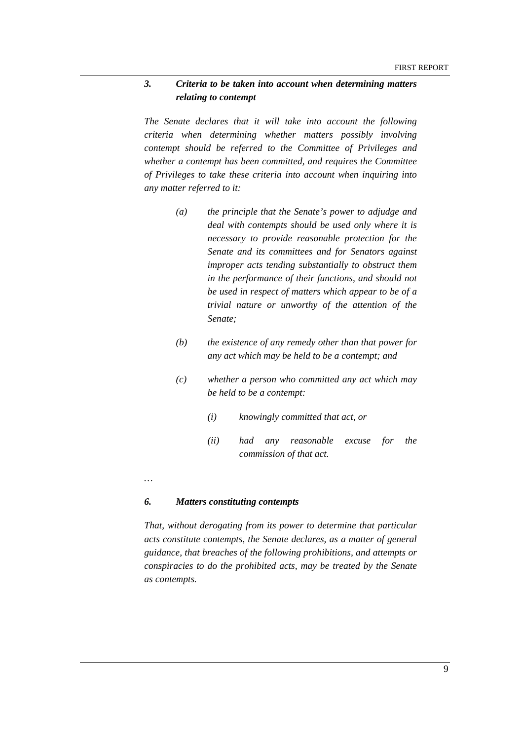### *3. Criteria to be taken into account when determining matters relating to contempt*

*The Senate declares that it will take into account the following criteria when determining whether matters possibly involving contempt should be referred to the Committee of Privileges and whether a contempt has been committed, and requires the Committee of Privileges to take these criteria into account when inquiring into any matter referred to it:*

> *(a) the principle that the Senate's power to adjudge and deal with contempts should be used only where it is necessary to provide reasonable protection for the Senate and its committees and for Senators against improper acts tending substantially to obstruct them in the performance of their functions, and should not be used in respect of matters which appear to be of a trivial nature or unworthy of the attention of the Senate;*
>
> *(b) the existence of any remedy other than that power for any act which may be held to be a contempt; and*
>
> *(c) whether a person who committed any act which may be held to be a contempt:*
>
> > *(i) knowingly committed that act, or*
> >
> > *(ii) had any reasonable excuse for the commission of that act.*

…

### *6. Matters constituting contempts*

*That, without derogating from its power to determine that particular acts constitute contempts, the Senate declares, as a matter of general guidance, that breaches of the following prohibitions, and attempts or conspiracies to do the prohibited acts, may be treated by the Senate as contempts.*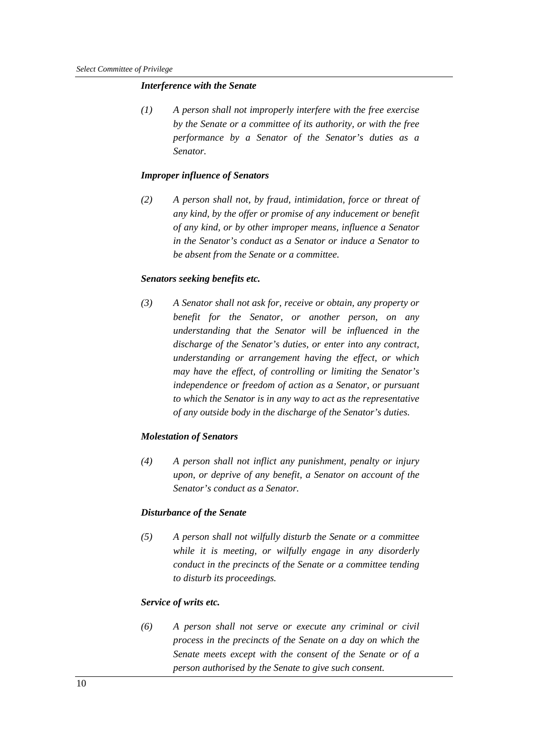***Interference with the Senate***

*(1) A person shall not improperly interfere with the free exercise by the Senate or a committee of its authority, or with the free performance by a Senator of the Senator's duties as a Senator.*

***Improper influence of Senators***

*(2) A person shall not, by fraud, intimidation, force or threat of any kind, by the offer or promise of any inducement or benefit of any kind, or by other improper means, influence a Senator in the Senator's conduct as a Senator or induce a Senator to be absent from the Senate or a committee.*

***Senators seeking benefits etc.***

*(3) A Senator shall not ask for, receive or obtain, any property or benefit for the Senator, or another person, on any understanding that the Senator will be influenced in the discharge of the Senator's duties, or enter into any contract, understanding or arrangement having the effect, or which may have the effect, of controlling or limiting the Senator's independence or freedom of action as a Senator, or pursuant to which the Senator is in any way to act as the representative of any outside body in the discharge of the Senator's duties.*

***Molestation of Senators***

*(4) A person shall not inflict any punishment, penalty or injury upon, or deprive of any benefit, a Senator on account of the Senator's conduct as a Senator.*

***Disturbance of the Senate***

*(5) A person shall not wilfully disturb the Senate or a committee while it is meeting, or wilfully engage in any disorderly conduct in the precincts of the Senate or a committee tending to disturb its proceedings.*

***Service of writs etc.***

*(6) A person shall not serve or execute any criminal or civil process in the precincts of the Senate on a day on which the Senate meets except with the consent of the Senate or of a person authorised by the Senate to give such consent.*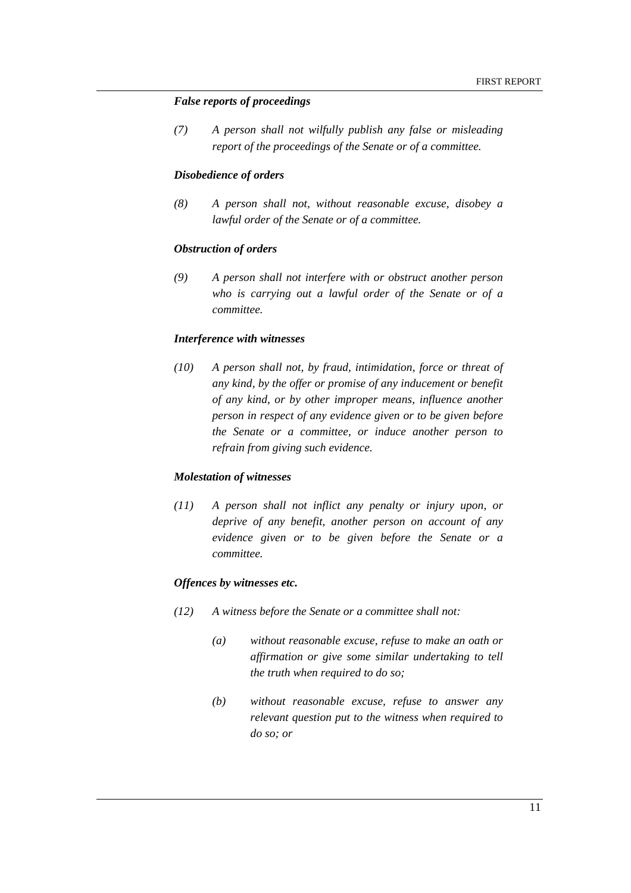***False reports of proceedings***

*(7) A person shall not wilfully publish any false or misleading report of the proceedings of the Senate or of a committee.*

***Disobedience of orders***

*(8) A person shall not, without reasonable excuse, disobey a lawful order of the Senate or of a committee.*

***Obstruction of orders***

*(9) A person shall not interfere with or obstruct another person who is carrying out a lawful order of the Senate or of a committee.*

***Interference with witnesses***

*(10) A person shall not, by fraud, intimidation, force or threat of any kind, by the offer or promise of any inducement or benefit of any kind, or by other improper means, influence another person in respect of any evidence given or to be given before the Senate or a committee, or induce another person to refrain from giving such evidence.*

***Molestation of witnesses***

*(11) A person shall not inflict any penalty or injury upon, or deprive of any benefit, another person on account of any evidence given or to be given before the Senate or a committee.*

***Offences by witnesses etc.***

*(12) A witness before the Senate or a committee shall not:*

- *(a) without reasonable excuse, refuse to make an oath or affirmation or give some similar undertaking to tell the truth when required to do so;*
- *(b) without reasonable excuse, refuse to answer any relevant question put to the witness when required to do so; or*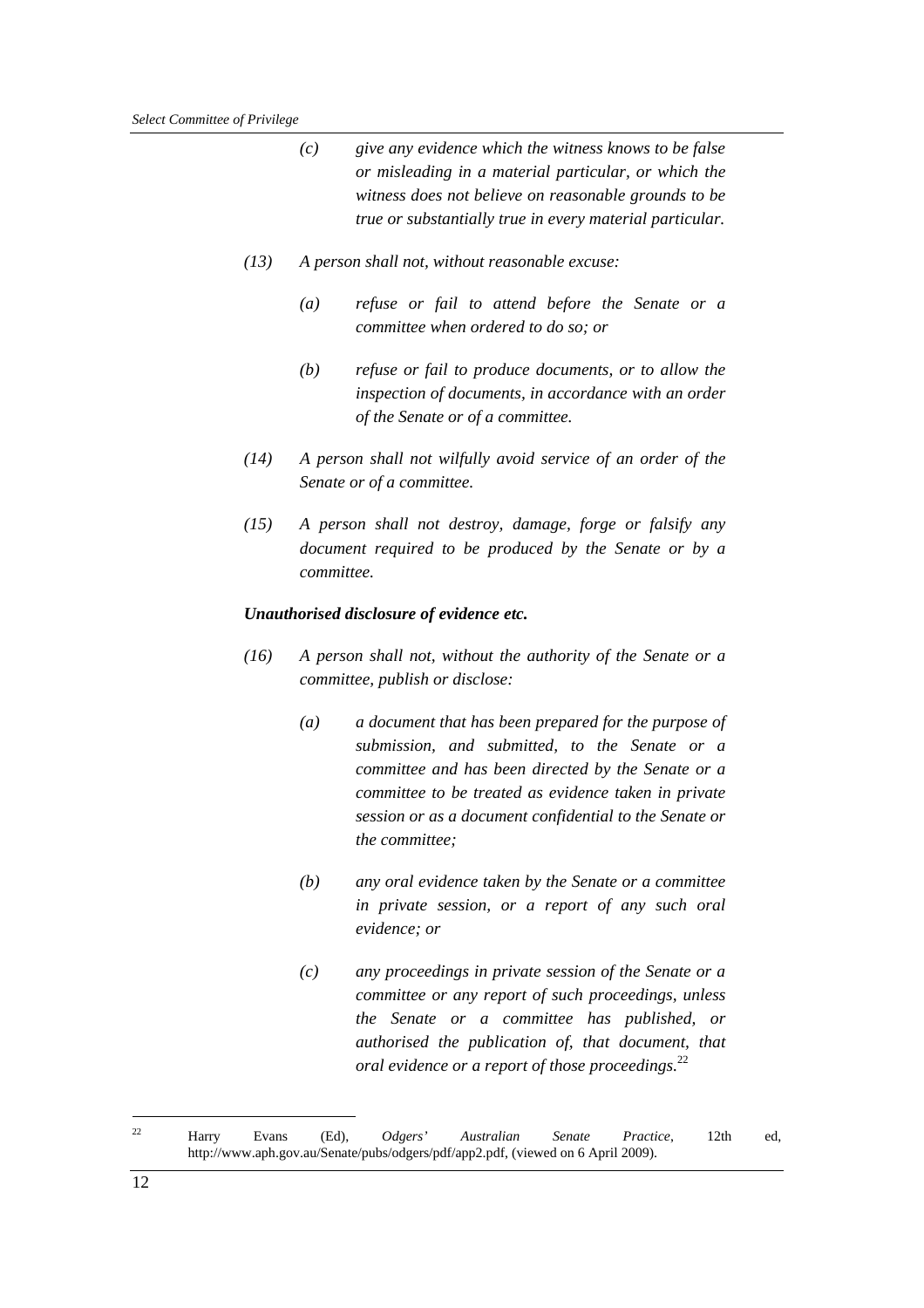*(c) give any evidence which the witness knows to be false or misleading in a material particular, or which the witness does not believe on reasonable grounds to be true or substantially true in every material particular.*

*(13) A person shall not, without reasonable excuse:*

*(a) refuse or fail to attend before the Senate or a committee when ordered to do so; or*

*(b) refuse or fail to produce documents, or to allow the inspection of documents, in accordance with an order of the Senate or of a committee.*

*(14) A person shall not wilfully avoid service of an order of the Senate or of a committee.*

*(15) A person shall not destroy, damage, forge or falsify any document required to be produced by the Senate or by a committee.*

***Unauthorised disclosure of evidence etc.***

*(16) A person shall not, without the authority of the Senate or a committee, publish or disclose:*

*(a) a document that has been prepared for the purpose of submission, and submitted, to the Senate or a committee and has been directed by the Senate or a committee to be treated as evidence taken in private session or as a document confidential to the Senate or the committee;*

*(b) any oral evidence taken by the Senate or a committee in private session, or a report of any such oral evidence; or*

*(c) any proceedings in private session of the Senate or a committee or any report of such proceedings, unless the Senate or a committee has published, or authorised the publication of, that document, that oral evidence or a report of those proceedings.*[22]

---

[22] Harry Evans (Ed), *Odgers' Australian Senate Practice*, 12th ed, http://www.aph.gov.au/Senate/pubs/odgers/pdf/app2.pdf, (viewed on 6 April 2009).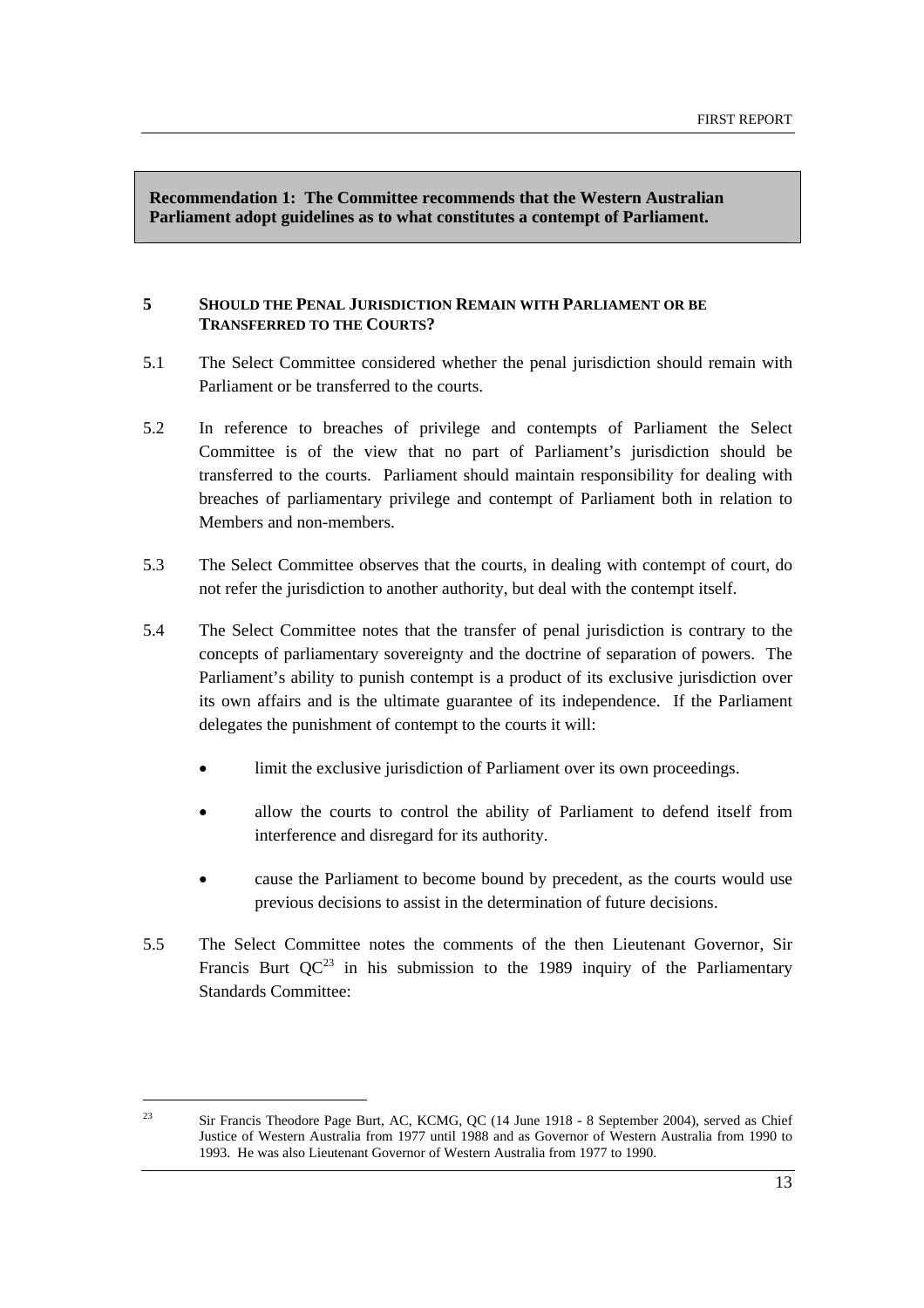**Recommendation 1: The Committee recommends that the Western Australian Parliament adopt guidelines as to what constitutes a contempt of Parliament.**

## 5 SHOULD THE PENAL JURISDICTION REMAIN WITH PARLIAMENT OR BE TRANSFERRED TO THE COURTS?

5.1 The Select Committee considered whether the penal jurisdiction should remain with Parliament or be transferred to the courts.

5.2 In reference to breaches of privilege and contempts of Parliament the Select Committee is of the view that no part of Parliament's jurisdiction should be transferred to the courts. Parliament should maintain responsibility for dealing with breaches of parliamentary privilege and contempt of Parliament both in relation to Members and non-members.

5.3 The Select Committee observes that the courts, in dealing with contempt of court, do not refer the jurisdiction to another authority, but deal with the contempt itself.

5.4 The Select Committee notes that the transfer of penal jurisdiction is contrary to the concepts of parliamentary sovereignty and the doctrine of separation of powers. The Parliament's ability to punish contempt is a product of its exclusive jurisdiction over its own affairs and is the ultimate guarantee of its independence. If the Parliament delegates the punishment of contempt to the courts it will:

- limit the exclusive jurisdiction of Parliament over its own proceedings.
- allow the courts to control the ability of Parliament to defend itself from interference and disregard for its authority.
- cause the Parliament to become bound by precedent, as the courts would use previous decisions to assist in the determination of future decisions.

5.5 The Select Committee notes the comments of the then Lieutenant Governor, Sir Francis Burt QC[23] in his submission to the 1989 inquiry of the Parliamentary Standards Committee:

---

[23] Sir Francis Theodore Page Burt, AC, KCMG, QC (14 June 1918 - 8 September 2004), served as Chief Justice of Western Australia from 1977 until 1988 and as Governor of Western Australia from 1990 to 1993. He was also Lieutenant Governor of Western Australia from 1977 to 1990.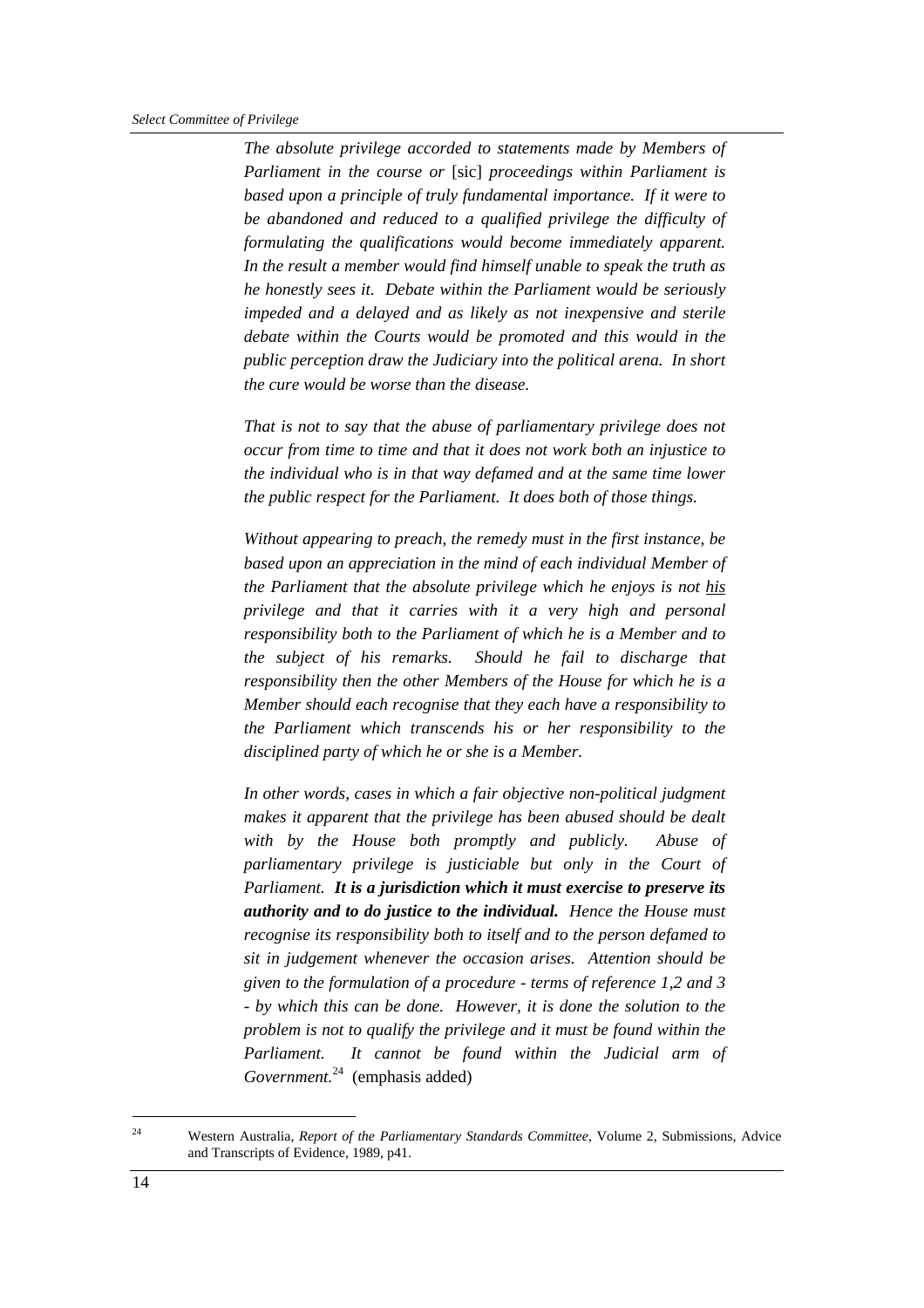> *The absolute privilege accorded to statements made by Members of Parliament in the course or* [sic] *proceedings within Parliament is based upon a principle of truly fundamental importance. If it were to be abandoned and reduced to a qualified privilege the difficulty of formulating the qualifications would become immediately apparent. In the result a member would find himself unable to speak the truth as he honestly sees it. Debate within the Parliament would be seriously impeded and a delayed and as likely as not inexpensive and sterile debate within the Courts would be promoted and this would in the public perception draw the Judiciary into the political arena. In short the cure would be worse than the disease.*
>
> *That is not to say that the abuse of parliamentary privilege does not occur from time to time and that it does not work both an injustice to the individual who is in that way defamed and at the same time lower the public respect for the Parliament. It does both of those things.*
>
> *Without appearing to preach, the remedy must in the first instance, be based upon an appreciation in the mind of each individual Member of the Parliament that the absolute privilege which he enjoys is not <u>his</u> privilege and that it carries with it a very high and personal responsibility both to the Parliament of which he is a Member and to the subject of his remarks. Should he fail to discharge that responsibility then the other Members of the House for which he is a Member should each recognise that they each have a responsibility to the Parliament which transcends his or her responsibility to the disciplined party of which he or she is a Member.*
>
> *In other words, cases in which a fair objective non-political judgment makes it apparent that the privilege has been abused should be dealt with by the House both promptly and publicly. Abuse of parliamentary privilege is justiciable but only in the Court of Parliament.* ***It is a jurisdiction which it must exercise to preserve its authority and to do justice to the individual.*** *Hence the House must recognise its responsibility both to itself and to the person defamed to sit in judgement whenever the occasion arises. Attention should be given to the formulation of a procedure - terms of reference 1,2 and 3 - by which this can be done. However, it is done the solution to the problem is not to qualify the privilege and it must be found within the Parliament. It cannot be found within the Judicial arm of Government.*[24] (emphasis added)

[24] Western Australia, *Report of the Parliamentary Standards Committee*, Volume 2, Submissions, Advice and Transcripts of Evidence, 1989, p41.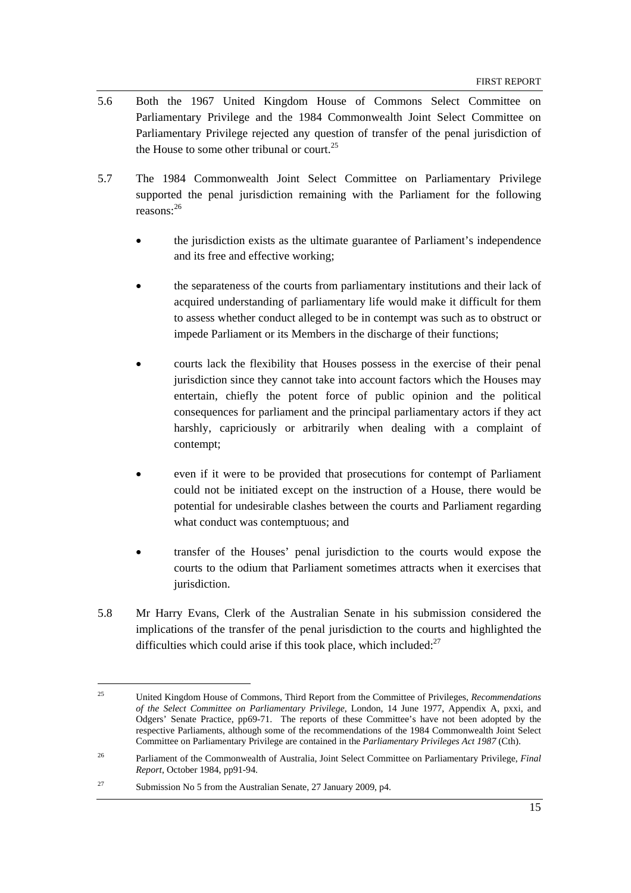5.6 Both the 1967 United Kingdom House of Commons Select Committee on Parliamentary Privilege and the 1984 Commonwealth Joint Select Committee on Parliamentary Privilege rejected any question of transfer of the penal jurisdiction of the House to some other tribunal or court.[25]

5.7 The 1984 Commonwealth Joint Select Committee on Parliamentary Privilege supported the penal jurisdiction remaining with the Parliament for the following reasons:[26]

- the jurisdiction exists as the ultimate guarantee of Parliament's independence and its free and effective working;
- the separateness of the courts from parliamentary institutions and their lack of acquired understanding of parliamentary life would make it difficult for them to assess whether conduct alleged to be in contempt was such as to obstruct or impede Parliament or its Members in the discharge of their functions;
- courts lack the flexibility that Houses possess in the exercise of their penal jurisdiction since they cannot take into account factors which the Houses may entertain, chiefly the potent force of public opinion and the political consequences for parliament and the principal parliamentary actors if they act harshly, capriciously or arbitrarily when dealing with a complaint of contempt;
- even if it were to be provided that prosecutions for contempt of Parliament could not be initiated except on the instruction of a House, there would be potential for undesirable clashes between the courts and Parliament regarding what conduct was contemptuous; and
- transfer of the Houses' penal jurisdiction to the courts would expose the courts to the odium that Parliament sometimes attracts when it exercises that jurisdiction.

5.8 Mr Harry Evans, Clerk of the Australian Senate in his submission considered the implications of the transfer of the penal jurisdiction to the courts and highlighted the difficulties which could arise if this took place, which included:[27]

---

[25] United Kingdom House of Commons, Third Report from the Committee of Privileges, *Recommendations of the Select Committee on Parliamentary Privilege*, London, 14 June 1977, Appendix A, pxxi, and Odgers' Senate Practice, pp69-71. The reports of these Committee's have not been adopted by the respective Parliaments, although some of the recommendations of the 1984 Commonwealth Joint Select Committee on Parliamentary Privilege are contained in the *Parliamentary Privileges Act 1987* (Cth).

[26] Parliament of the Commonwealth of Australia, Joint Select Committee on Parliamentary Privilege, *Final Report*, October 1984, pp91-94.

[27] Submission No 5 from the Australian Senate, 27 January 2009, p4.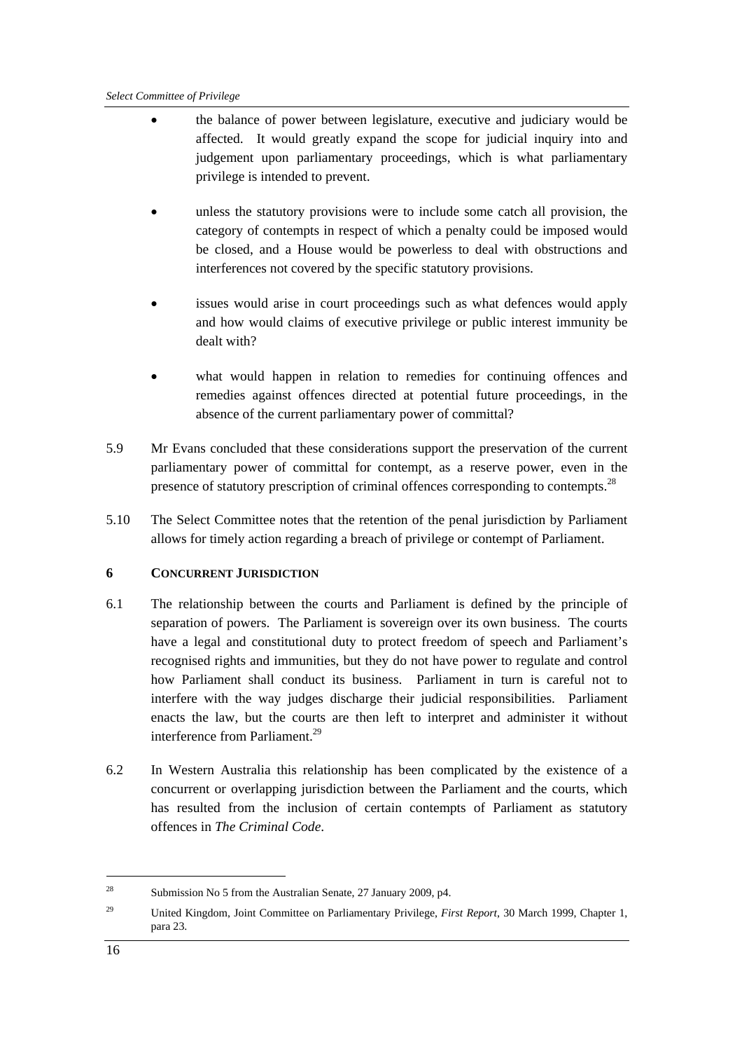- the balance of power between legislature, executive and judiciary would be affected. It would greatly expand the scope for judicial inquiry into and judgement upon parliamentary proceedings, which is what parliamentary privilege is intended to prevent.

- unless the statutory provisions were to include some catch all provision, the category of contempts in respect of which a penalty could be imposed would be closed, and a House would be powerless to deal with obstructions and interferences not covered by the specific statutory provisions.

- issues would arise in court proceedings such as what defences would apply and how would claims of executive privilege or public interest immunity be dealt with?

- what would happen in relation to remedies for continuing offences and remedies against offences directed at potential future proceedings, in the absence of the current parliamentary power of committal?

5.9 Mr Evans concluded that these considerations support the preservation of the current parliamentary power of committal for contempt, as a reserve power, even in the presence of statutory prescription of criminal offences corresponding to contempts.[28]

5.10 The Select Committee notes that the retention of the penal jurisdiction by Parliament allows for timely action regarding a breach of privilege or contempt of Parliament.

## 6 CONCURRENT JURISDICTION

6.1 The relationship between the courts and Parliament is defined by the principle of separation of powers. The Parliament is sovereign over its own business. The courts have a legal and constitutional duty to protect freedom of speech and Parliament's recognised rights and immunities, but they do not have power to regulate and control how Parliament shall conduct its business. Parliament in turn is careful not to interfere with the way judges discharge their judicial responsibilities. Parliament enacts the law, but the courts are then left to interpret and administer it without interference from Parliament.[29]

6.2 In Western Australia this relationship has been complicated by the existence of a concurrent or overlapping jurisdiction between the Parliament and the courts, which has resulted from the inclusion of certain contempts of Parliament as statutory offences in *The Criminal Code*.

---

[28] Submission No 5 from the Australian Senate, 27 January 2009, p4.

[29] United Kingdom, Joint Committee on Parliamentary Privilege, *First Report*, 30 March 1999, Chapter 1, para 23.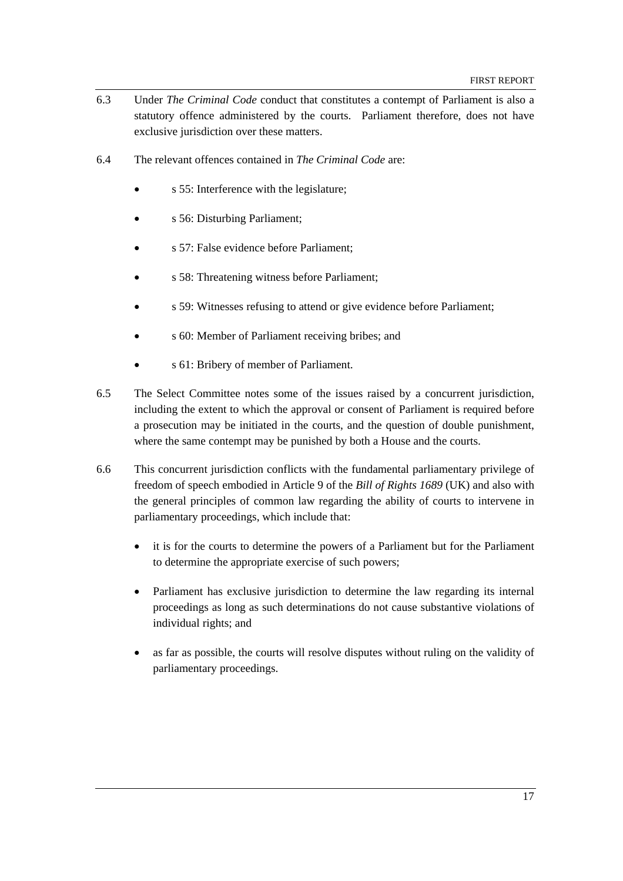6.3 Under *The Criminal Code* conduct that constitutes a contempt of Parliament is also a statutory offence administered by the courts. Parliament therefore, does not have exclusive jurisdiction over these matters.

6.4 The relevant offences contained in *The Criminal Code* are:

- s 55: Interference with the legislature;
- s 56: Disturbing Parliament;
- s 57: False evidence before Parliament;
- s 58: Threatening witness before Parliament;
- s 59: Witnesses refusing to attend or give evidence before Parliament;
- s 60: Member of Parliament receiving bribes; and
- s 61: Bribery of member of Parliament.

6.5 The Select Committee notes some of the issues raised by a concurrent jurisdiction, including the extent to which the approval or consent of Parliament is required before a prosecution may be initiated in the courts, and the question of double punishment, where the same contempt may be punished by both a House and the courts.

6.6 This concurrent jurisdiction conflicts with the fundamental parliamentary privilege of freedom of speech embodied in Article 9 of the *Bill of Rights 1689* (UK) and also with the general principles of common law regarding the ability of courts to intervene in parliamentary proceedings, which include that:

- it is for the courts to determine the powers of a Parliament but for the Parliament to determine the appropriate exercise of such powers;
- Parliament has exclusive jurisdiction to determine the law regarding its internal proceedings as long as such determinations do not cause substantive violations of individual rights; and
- as far as possible, the courts will resolve disputes without ruling on the validity of parliamentary proceedings.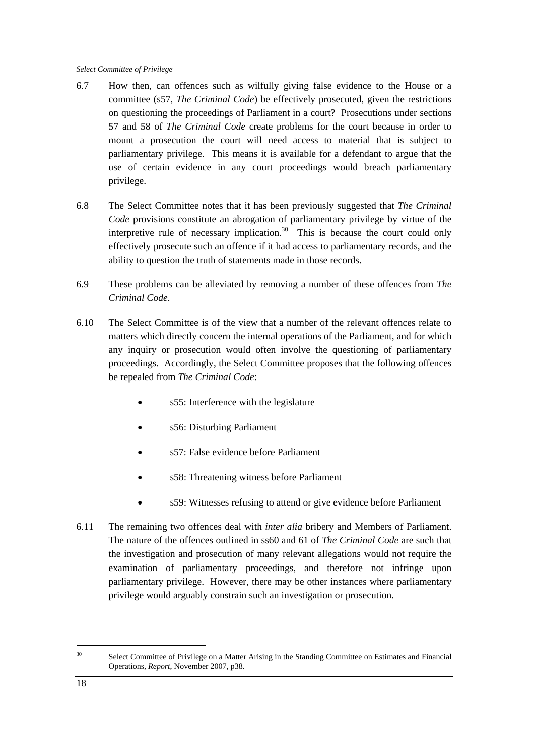6.7 How then, can offences such as wilfully giving false evidence to the House or a committee (s57, *The Criminal Code*) be effectively prosecuted, given the restrictions on questioning the proceedings of Parliament in a court? Prosecutions under sections 57 and 58 of *The Criminal Code* create problems for the court because in order to mount a prosecution the court will need access to material that is subject to parliamentary privilege. This means it is available for a defendant to argue that the use of certain evidence in any court proceedings would breach parliamentary privilege.

6.8 The Select Committee notes that it has been previously suggested that *The Criminal Code* provisions constitute an abrogation of parliamentary privilege by virtue of the interpretive rule of necessary implication.[30] This is because the court could only effectively prosecute such an offence if it had access to parliamentary records, and the ability to question the truth of statements made in those records.

6.9 These problems can be alleviated by removing a number of these offences from *The Criminal Code*.

6.10 The Select Committee is of the view that a number of the relevant offences relate to matters which directly concern the internal operations of the Parliament, and for which any inquiry or prosecution would often involve the questioning of parliamentary proceedings. Accordingly, the Select Committee proposes that the following offences be repealed from *The Criminal Code*:

- s55: Interference with the legislature
- s56: Disturbing Parliament
- s57: False evidence before Parliament
- s58: Threatening witness before Parliament
- s59: Witnesses refusing to attend or give evidence before Parliament

6.11 The remaining two offences deal with *inter alia* bribery and Members of Parliament. The nature of the offences outlined in ss60 and 61 of *The Criminal Code* are such that the investigation and prosecution of many relevant allegations would not require the examination of parliamentary proceedings, and therefore not infringe upon parliamentary privilege. However, there may be other instances where parliamentary privilege would arguably constrain such an investigation or prosecution.

---

[30] Select Committee of Privilege on a Matter Arising in the Standing Committee on Estimates and Financial Operations, *Report*, November 2007, p38.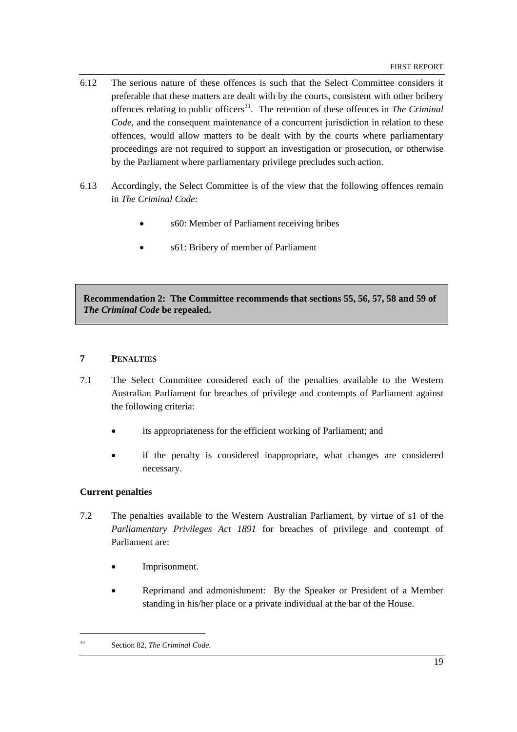6.12 The serious nature of these offences is such that the Select Committee considers it preferable that these matters are dealt with by the courts, consistent with other bribery offences relating to public officers[31]. The retention of these offences in *The Criminal Code*, and the consequent maintenance of a concurrent jurisdiction in relation to these offences, would allow matters to be dealt with by the courts where parliamentary proceedings are not required to support an investigation or prosecution, or otherwise by the Parliament where parliamentary privilege precludes such action.

6.13 Accordingly, the Select Committee is of the view that the following offences remain in *The Criminal Code*:

- s60: Member of Parliament receiving bribes
- s61: Bribery of member of Parliament

> **Recommendation 2: The Committee recommends that sections 55, 56, 57, 58 and 59 of *The Criminal Code* be repealed.**

## 7 PENALTIES

7.1 The Select Committee considered each of the penalties available to the Western Australian Parliament for breaches of privilege and contempts of Parliament against the following criteria:

- its appropriateness for the efficient working of Parliament; and
- if the penalty is considered inappropriate, what changes are considered necessary.

### Current penalties

7.2 The penalties available to the Western Australian Parliament, by virtue of s1 of the *Parliamentary Privileges Act 1891* for breaches of privilege and contempt of Parliament are:

- Imprisonment.
- Reprimand and admonishment: By the Speaker or President of a Member standing in his/her place or a private individual at the bar of the House.

---

[31] Section 82, *The Criminal Code*.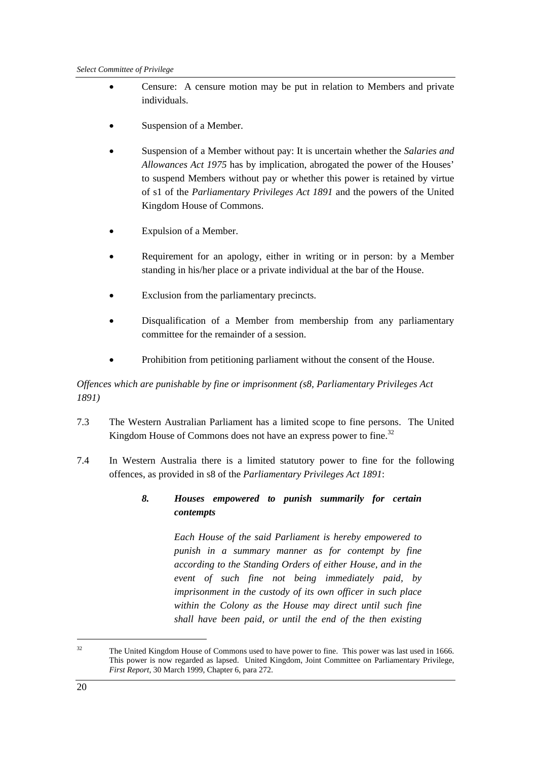- Censure: A censure motion may be put in relation to Members and private individuals.

- Suspension of a Member.

- Suspension of a Member without pay: It is uncertain whether the *Salaries and Allowances Act 1975* has by implication, abrogated the power of the Houses' to suspend Members without pay or whether this power is retained by virtue of s1 of the *Parliamentary Privileges Act 1891* and the powers of the United Kingdom House of Commons.

- Expulsion of a Member.

- Requirement for an apology, either in writing or in person: by a Member standing in his/her place or a private individual at the bar of the House.

- Exclusion from the parliamentary precincts.

- Disqualification of a Member from membership from any parliamentary committee for the remainder of a session.

- Prohibition from petitioning parliament without the consent of the House.

*Offences which are punishable by fine or imprisonment (s8, Parliamentary Privileges Act 1891)*

7.3 The Western Australian Parliament has a limited scope to fine persons. The United Kingdom House of Commons does not have an express power to fine.[32]

7.4 In Western Australia there is a limited statutory power to fine for the following offences, as provided in s8 of the *Parliamentary Privileges Act 1891*:

> ***8. Houses empowered to punish summarily for certain contempts***
>
> *Each House of the said Parliament is hereby empowered to punish in a summary manner as for contempt by fine according to the Standing Orders of either House, and in the event of such fine not being immediately paid, by imprisonment in the custody of its own officer in such place within the Colony as the House may direct until such fine shall have been paid, or until the end of the then existing*

---

[32] The United Kingdom House of Commons used to have power to fine. This power was last used in 1666. This power is now regarded as lapsed. United Kingdom, Joint Committee on Parliamentary Privilege, *First Report*, 30 March 1999, Chapter 6, para 272.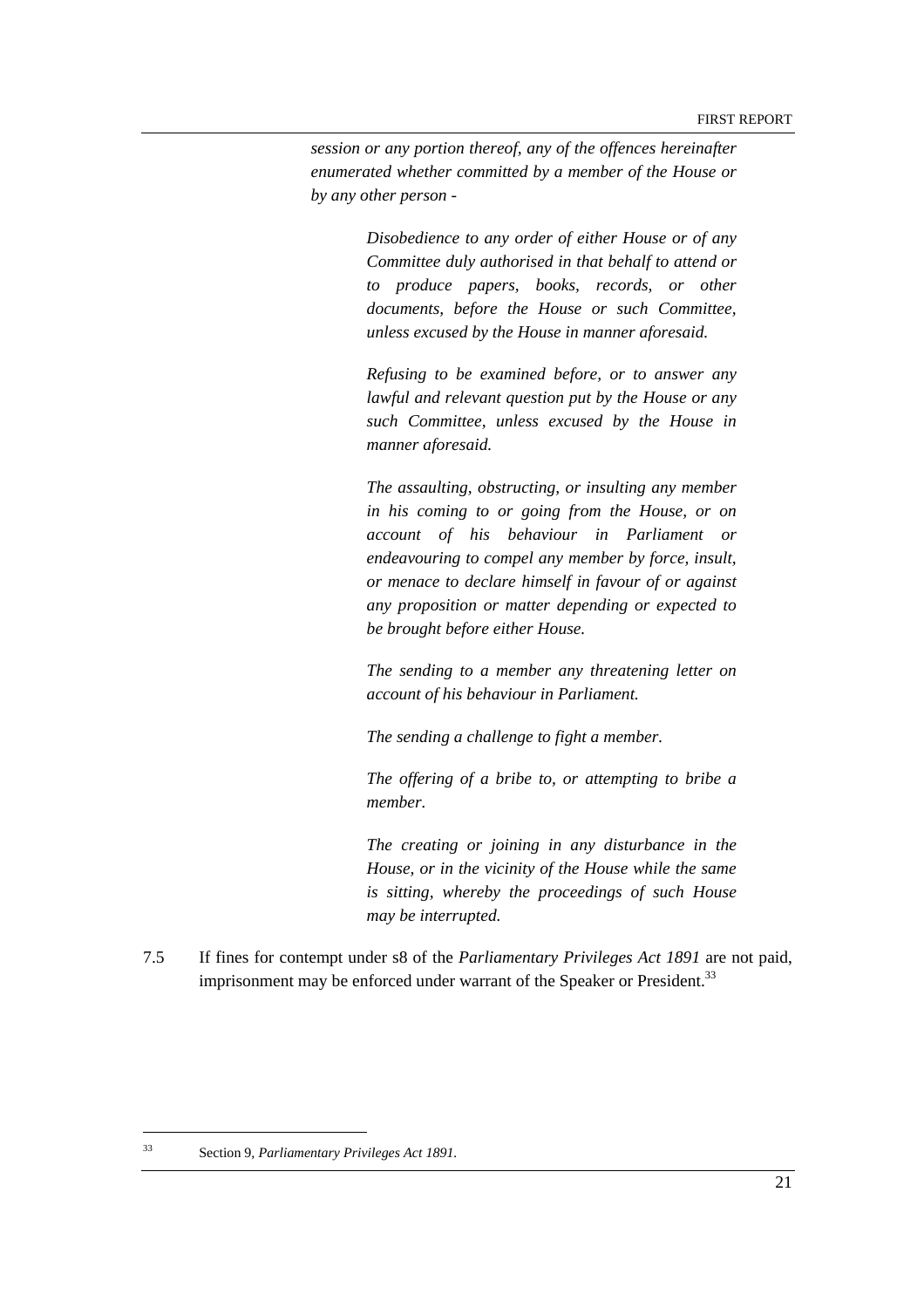*session or any portion thereof, any of the offences hereinafter enumerated whether committed by a member of the House or by any other person -*

> *Disobedience to any order of either House or of any Committee duly authorised in that behalf to attend or to produce papers, books, records, or other documents, before the House or such Committee, unless excused by the House in manner aforesaid.*
>
> *Refusing to be examined before, or to answer any lawful and relevant question put by the House or any such Committee, unless excused by the House in manner aforesaid.*
>
> *The assaulting, obstructing, or insulting any member in his coming to or going from the House, or on account of his behaviour in Parliament or endeavouring to compel any member by force, insult, or menace to declare himself in favour of or against any proposition or matter depending or expected to be brought before either House.*
>
> *The sending to a member any threatening letter on account of his behaviour in Parliament.*
>
> *The sending a challenge to fight a member.*
>
> *The offering of a bribe to, or attempting to bribe a member.*
>
> *The creating or joining in any disturbance in the House, or in the vicinity of the House while the same is sitting, whereby the proceedings of such House may be interrupted.*

7.5 If fines for contempt under s8 of the *Parliamentary Privileges Act 1891* are not paid, imprisonment may be enforced under warrant of the Speaker or President.[33]

---

[33] Section 9, *Parliamentary Privileges Act 1891.*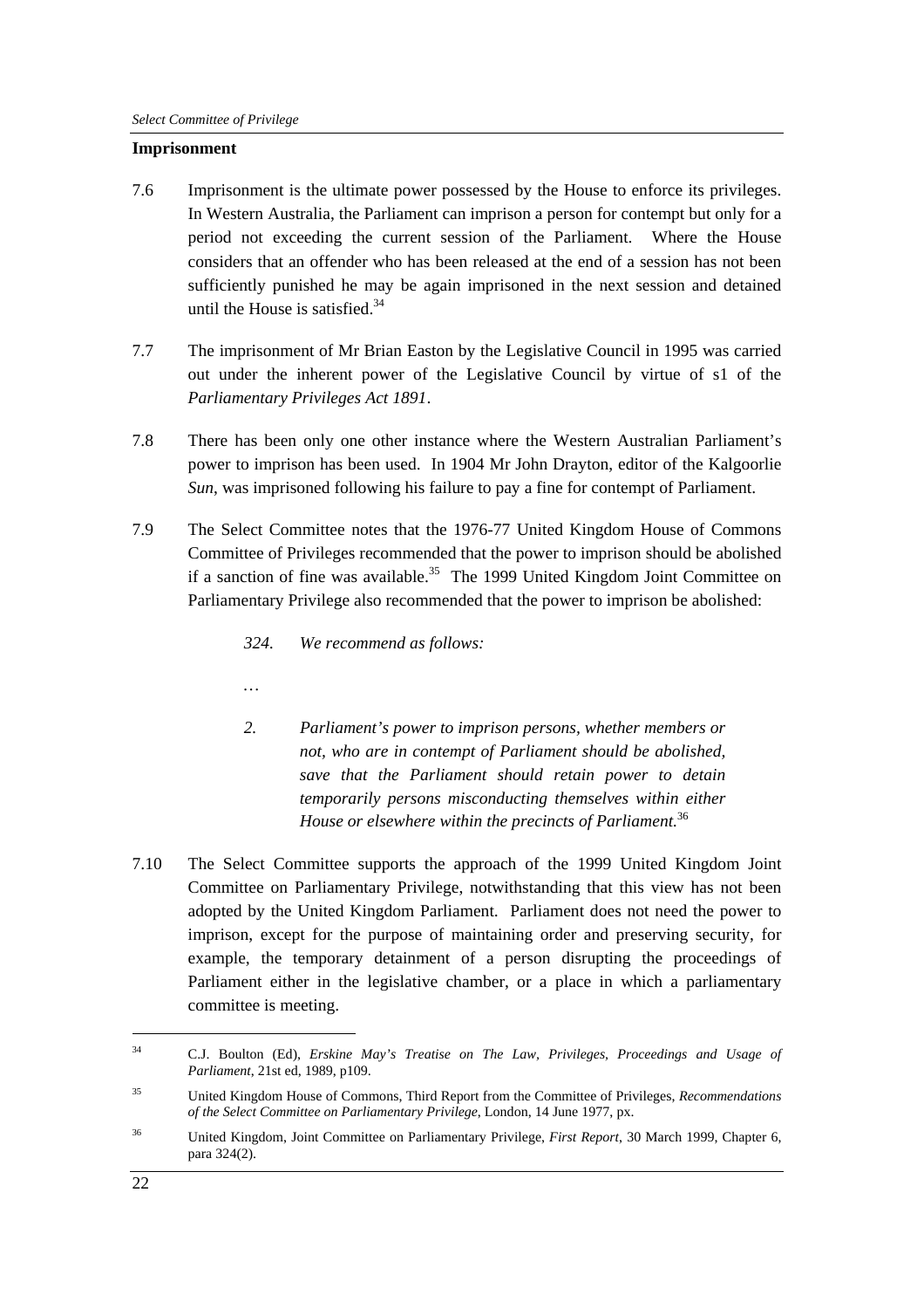**Imprisonment**

7.6 Imprisonment is the ultimate power possessed by the House to enforce its privileges. In Western Australia, the Parliament can imprison a person for contempt but only for a period not exceeding the current session of the Parliament. Where the House considers that an offender who has been released at the end of a session has not been sufficiently punished he may be again imprisoned in the next session and detained until the House is satisfied.[34]

7.7 The imprisonment of Mr Brian Easton by the Legislative Council in 1995 was carried out under the inherent power of the Legislative Council by virtue of s1 of the *Parliamentary Privileges Act 1891*.

7.8 There has been only one other instance where the Western Australian Parliament's power to imprison has been used. In 1904 Mr John Drayton, editor of the Kalgoorlie *Sun*, was imprisoned following his failure to pay a fine for contempt of Parliament.

7.9 The Select Committee notes that the 1976-77 United Kingdom House of Commons Committee of Privileges recommended that the power to imprison should be abolished if a sanction of fine was available.[35] The 1999 United Kingdom Joint Committee on Parliamentary Privilege also recommended that the power to imprison be abolished:

> *324. We recommend as follows:*
>
> …
>
> *2. Parliament's power to imprison persons, whether members or not, who are in contempt of Parliament should be abolished, save that the Parliament should retain power to detain temporarily persons misconducting themselves within either House or elsewhere within the precincts of Parliament.*[36]

7.10 The Select Committee supports the approach of the 1999 United Kingdom Joint Committee on Parliamentary Privilege, notwithstanding that this view has not been adopted by the United Kingdom Parliament. Parliament does not need the power to imprison, except for the purpose of maintaining order and preserving security, for example, the temporary detainment of a person disrupting the proceedings of Parliament either in the legislative chamber, or a place in which a parliamentary committee is meeting.

---

[34] C.J. Boulton (Ed), *Erskine May's Treatise on The Law, Privileges, Proceedings and Usage of Parliament*, 21st ed, 1989, p109.

[35] United Kingdom House of Commons, Third Report from the Committee of Privileges, *Recommendations of the Select Committee on Parliamentary Privilege*, London, 14 June 1977, px.

[36] United Kingdom, Joint Committee on Parliamentary Privilege, *First Report*, 30 March 1999, Chapter 6, para 324(2).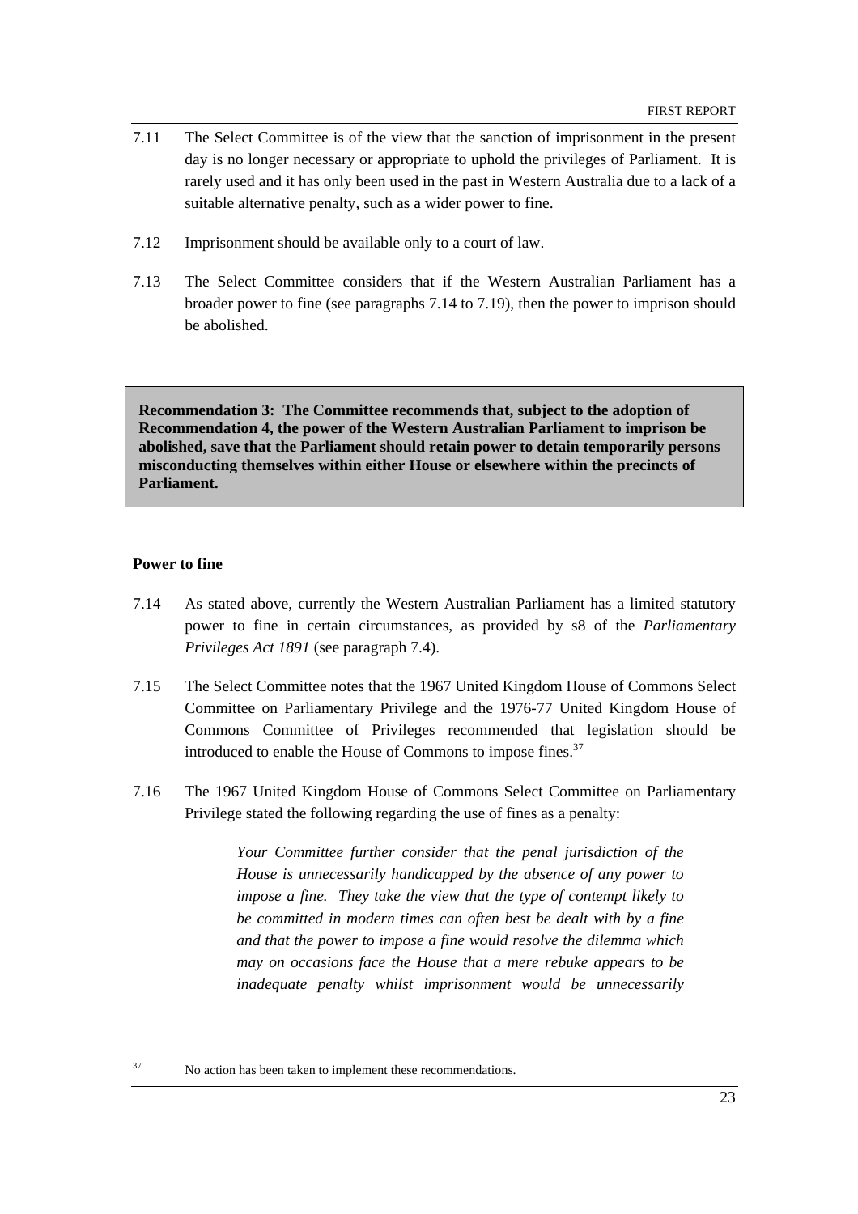7.11 The Select Committee is of the view that the sanction of imprisonment in the present day is no longer necessary or appropriate to uphold the privileges of Parliament. It is rarely used and it has only been used in the past in Western Australia due to a lack of a suitable alternative penalty, such as a wider power to fine.

7.12 Imprisonment should be available only to a court of law.

7.13 The Select Committee considers that if the Western Australian Parliament has a broader power to fine (see paragraphs 7.14 to 7.19), then the power to imprison should be abolished.

> **Recommendation 3: The Committee recommends that, subject to the adoption of Recommendation 4, the power of the Western Australian Parliament to imprison be abolished, save that the Parliament should retain power to detain temporarily persons misconducting themselves within either House or elsewhere within the precincts of Parliament.**

**Power to fine**

7.14 As stated above, currently the Western Australian Parliament has a limited statutory power to fine in certain circumstances, as provided by s8 of the *Parliamentary Privileges Act 1891* (see paragraph 7.4).

7.15 The Select Committee notes that the 1967 United Kingdom House of Commons Select Committee on Parliamentary Privilege and the 1976-77 United Kingdom House of Commons Committee of Privileges recommended that legislation should be introduced to enable the House of Commons to impose fines.[37]

7.16 The 1967 United Kingdom House of Commons Select Committee on Parliamentary Privilege stated the following regarding the use of fines as a penalty:

> *Your Committee further consider that the penal jurisdiction of the House is unnecessarily handicapped by the absence of any power to impose a fine. They take the view that the type of contempt likely to be committed in modern times can often best be dealt with by a fine and that the power to impose a fine would resolve the dilemma which may on occasions face the House that a mere rebuke appears to be inadequate penalty whilst imprisonment would be unnecessarily*

---

[37] No action has been taken to implement these recommendations.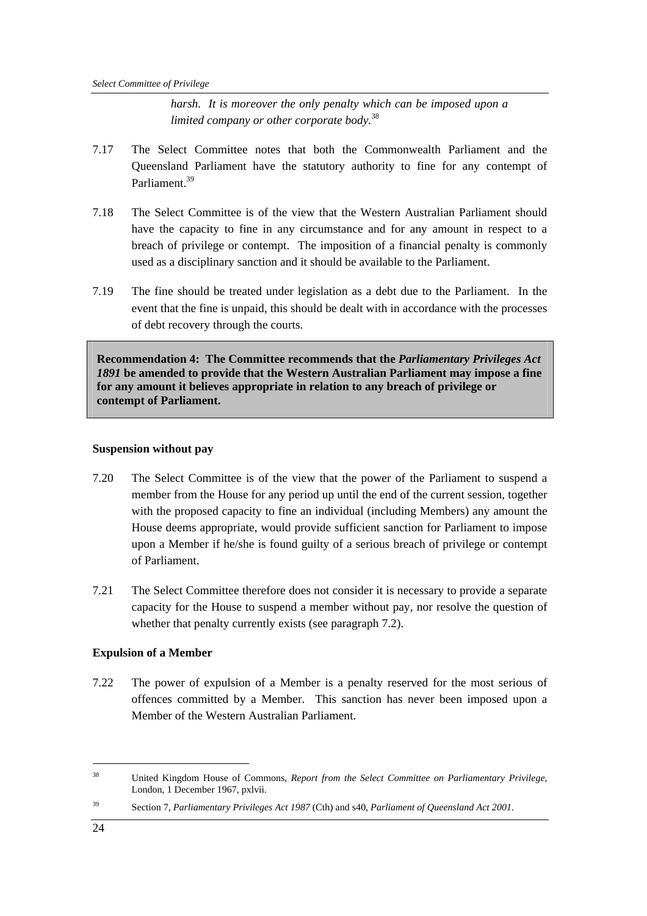*harsh. It is moreover the only penalty which can be imposed upon a limited company or other corporate body.*[38]

7.17 The Select Committee notes that both the Commonwealth Parliament and the Queensland Parliament have the statutory authority to fine for any contempt of Parliament.[39]

7.18 The Select Committee is of the view that the Western Australian Parliament should have the capacity to fine in any circumstance and for any amount in respect to a breach of privilege or contempt. The imposition of a financial penalty is commonly used as a disciplinary sanction and it should be available to the Parliament.

7.19 The fine should be treated under legislation as a debt due to the Parliament. In the event that the fine is unpaid, this should be dealt with in accordance with the processes of debt recovery through the courts.

**Recommendation 4: The Committee recommends that the *Parliamentary Privileges Act 1891* be amended to provide that the Western Australian Parliament may impose a fine for any amount it believes appropriate in relation to any breach of privilege or contempt of Parliament.**

**Suspension without pay**

7.20 The Select Committee is of the view that the power of the Parliament to suspend a member from the House for any period up until the end of the current session, together with the proposed capacity to fine an individual (including Members) any amount the House deems appropriate, would provide sufficient sanction for Parliament to impose upon a Member if he/she is found guilty of a serious breach of privilege or contempt of Parliament.

7.21 The Select Committee therefore does not consider it is necessary to provide a separate capacity for the House to suspend a member without pay, nor resolve the question of whether that penalty currently exists (see paragraph 7.2).

**Expulsion of a Member**

7.22 The power of expulsion of a Member is a penalty reserved for the most serious of offences committed by a Member. This sanction has never been imposed upon a Member of the Western Australian Parliament.

---

[38] United Kingdom House of Commons, *Report from the Select Committee on Parliamentary Privilege*, London, 1 December 1967, pxlvii.

[39] Section 7, *Parliamentary Privileges Act 1987* (Cth) and s40, *Parliament of Queensland Act 2001*.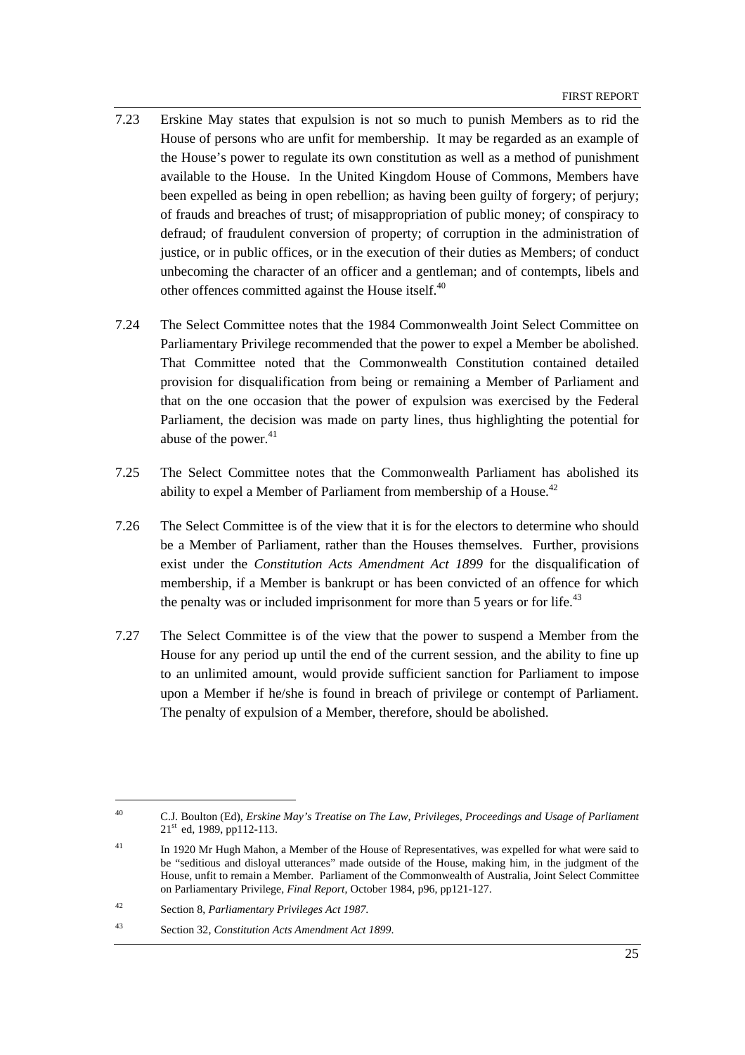7.23 Erskine May states that expulsion is not so much to punish Members as to rid the House of persons who are unfit for membership. It may be regarded as an example of the House's power to regulate its own constitution as well as a method of punishment available to the House. In the United Kingdom House of Commons, Members have been expelled as being in open rebellion; as having been guilty of forgery; of perjury; of frauds and breaches of trust; of misappropriation of public money; of conspiracy to defraud; of fraudulent conversion of property; of corruption in the administration of justice, or in public offices, or in the execution of their duties as Members; of conduct unbecoming the character of an officer and a gentleman; and of contempts, libels and other offences committed against the House itself.[40]

7.24 The Select Committee notes that the 1984 Commonwealth Joint Select Committee on Parliamentary Privilege recommended that the power to expel a Member be abolished. That Committee noted that the Commonwealth Constitution contained detailed provision for disqualification from being or remaining a Member of Parliament and that on the one occasion that the power of expulsion was exercised by the Federal Parliament, the decision was made on party lines, thus highlighting the potential for abuse of the power.[41]

7.25 The Select Committee notes that the Commonwealth Parliament has abolished its ability to expel a Member of Parliament from membership of a House.[42]

7.26 The Select Committee is of the view that it is for the electors to determine who should be a Member of Parliament, rather than the Houses themselves. Further, provisions exist under the *Constitution Acts Amendment Act 1899* for the disqualification of membership, if a Member is bankrupt or has been convicted of an offence for which the penalty was or included imprisonment for more than 5 years or for life.[43]

7.27 The Select Committee is of the view that the power to suspend a Member from the House for any period up until the end of the current session, and the ability to fine up to an unlimited amount, would provide sufficient sanction for Parliament to impose upon a Member if he/she is found in breach of privilege or contempt of Parliament. The penalty of expulsion of a Member, therefore, should be abolished.

---

[40] C.J. Boulton (Ed), *Erskine May's Treatise on The Law, Privileges, Proceedings and Usage of Parliament* 21st ed, 1989, pp112-113.

[41] In 1920 Mr Hugh Mahon, a Member of the House of Representatives, was expelled for what were said to be "seditious and disloyal utterances" made outside of the House, making him, in the judgment of the House, unfit to remain a Member. Parliament of the Commonwealth of Australia, Joint Select Committee on Parliamentary Privilege, *Final Report*, October 1984, p96, pp121-127.

[42] Section 8, *Parliamentary Privileges Act 1987.*

[43] Section 32, *Constitution Acts Amendment Act 1899*.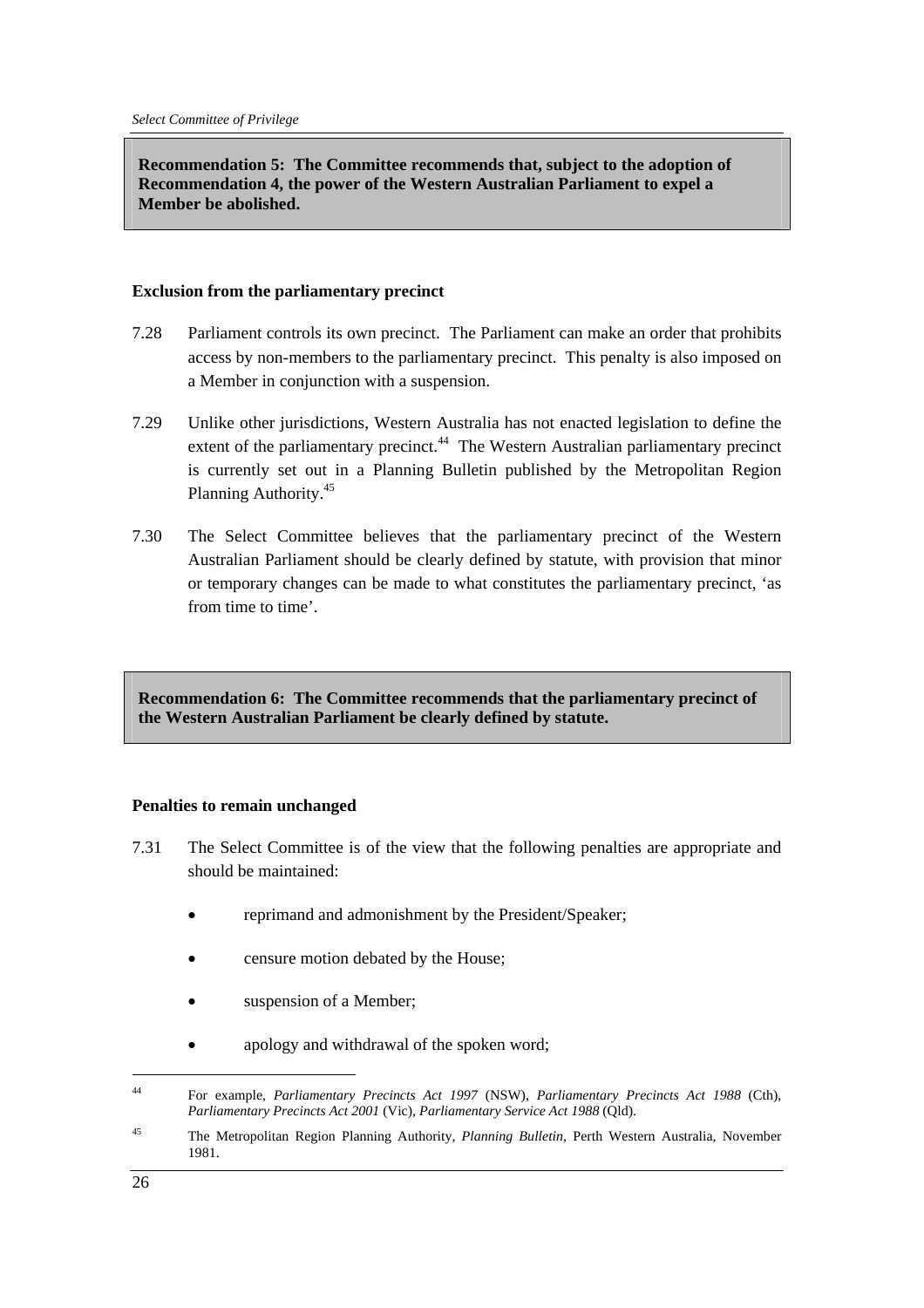**Recommendation 5: The Committee recommends that, subject to the adoption of Recommendation 4, the power of the Western Australian Parliament to expel a Member be abolished.**

**Exclusion from the parliamentary precinct**

7.28 Parliament controls its own precinct. The Parliament can make an order that prohibits access by non-members to the parliamentary precinct. This penalty is also imposed on a Member in conjunction with a suspension.

7.29 Unlike other jurisdictions, Western Australia has not enacted legislation to define the extent of the parliamentary precinct.[44] The Western Australian parliamentary precinct is currently set out in a Planning Bulletin published by the Metropolitan Region Planning Authority.[45]

7.30 The Select Committee believes that the parliamentary precinct of the Western Australian Parliament should be clearly defined by statute, with provision that minor or temporary changes can be made to what constitutes the parliamentary precinct, 'as from time to time'.

**Recommendation 6: The Committee recommends that the parliamentary precinct of the Western Australian Parliament be clearly defined by statute.**

**Penalties to remain unchanged**

7.31 The Select Committee is of the view that the following penalties are appropriate and should be maintained:

- reprimand and admonishment by the President/Speaker;
- censure motion debated by the House;
- suspension of a Member;
- apology and withdrawal of the spoken word;

---

[44] For example, *Parliamentary Precincts Act 1997* (NSW), *Parliamentary Precincts Act 1988* (Cth), *Parliamentary Precincts Act 2001* (Vic), *Parliamentary Service Act 1988* (Qld).

[45] The Metropolitan Region Planning Authority, *Planning Bulletin*, Perth Western Australia, November 1981.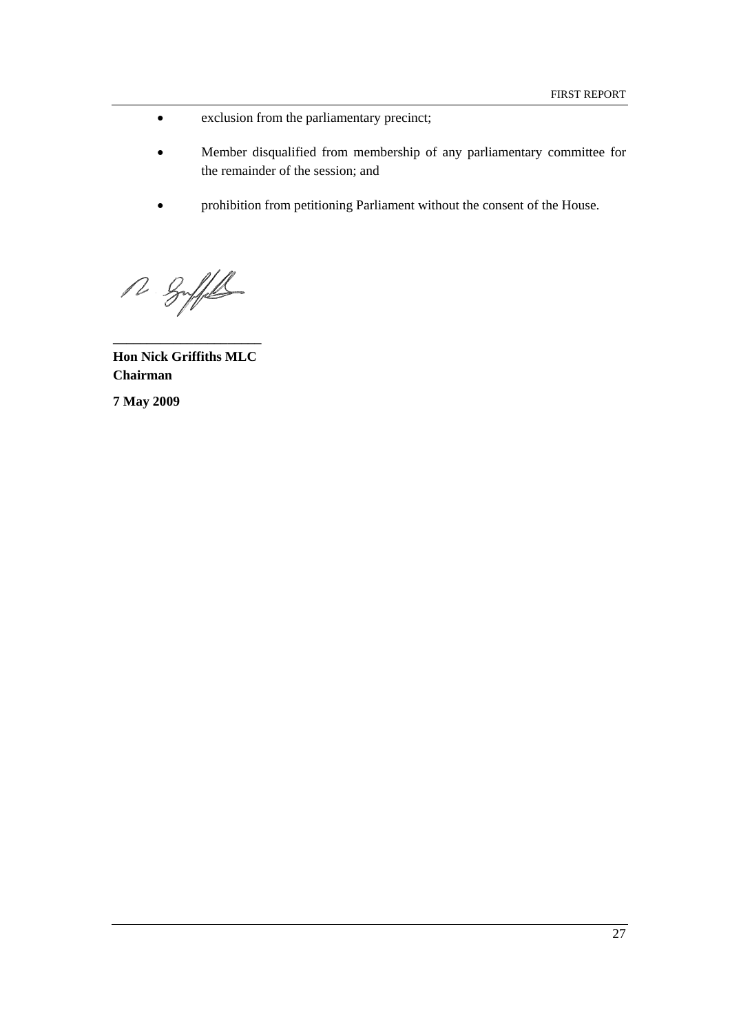- exclusion from the parliamentary precinct;
- Member disqualified from membership of any parliamentary committee for the remainder of the session; and
- prohibition from petitioning Parliament without the consent of the House.

**Hon Nick Griffiths MLC**
**Chairman**

**7 May 2009**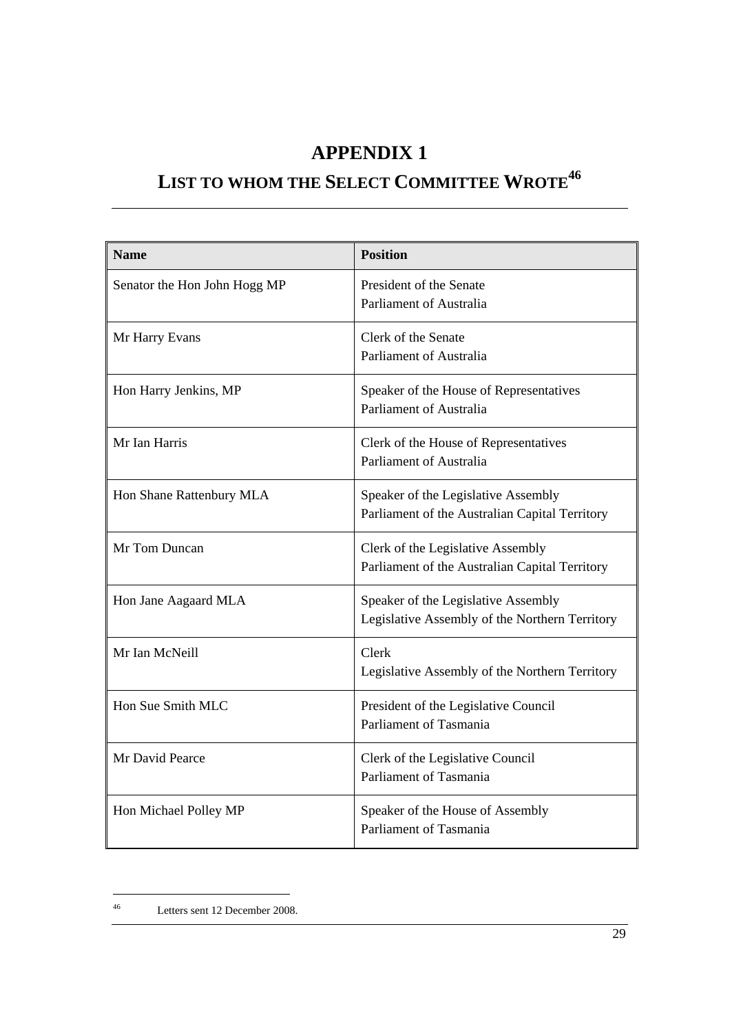# APPENDIX 1

## LIST TO WHOM THE SELECT COMMITTEE WROTE[46]

| Name | Position |
| --- | --- |
| Senator the Hon John Hogg MP | President of the Senate<br>Parliament of Australia |
| Mr Harry Evans | Clerk of the Senate<br>Parliament of Australia |
| Hon Harry Jenkins, MP | Speaker of the House of Representatives<br>Parliament of Australia |
| Mr Ian Harris | Clerk of the House of Representatives<br>Parliament of Australia |
| Hon Shane Rattenbury MLA | Speaker of the Legislative Assembly<br>Parliament of the Australian Capital Territory |
| Mr Tom Duncan | Clerk of the Legislative Assembly<br>Parliament of the Australian Capital Territory |
| Hon Jane Aagaard MLA | Speaker of the Legislative Assembly<br>Legislative Assembly of the Northern Territory |
| Mr Ian McNeill | Clerk<br>Legislative Assembly of the Northern Territory |
| Hon Sue Smith MLC | President of the Legislative Council<br>Parliament of Tasmania |
| Mr David Pearce | Clerk of the Legislative Council<br>Parliament of Tasmania |
| Hon Michael Polley MP | Speaker of the House of Assembly<br>Parliament of Tasmania |

[46] Letters sent 12 December 2008.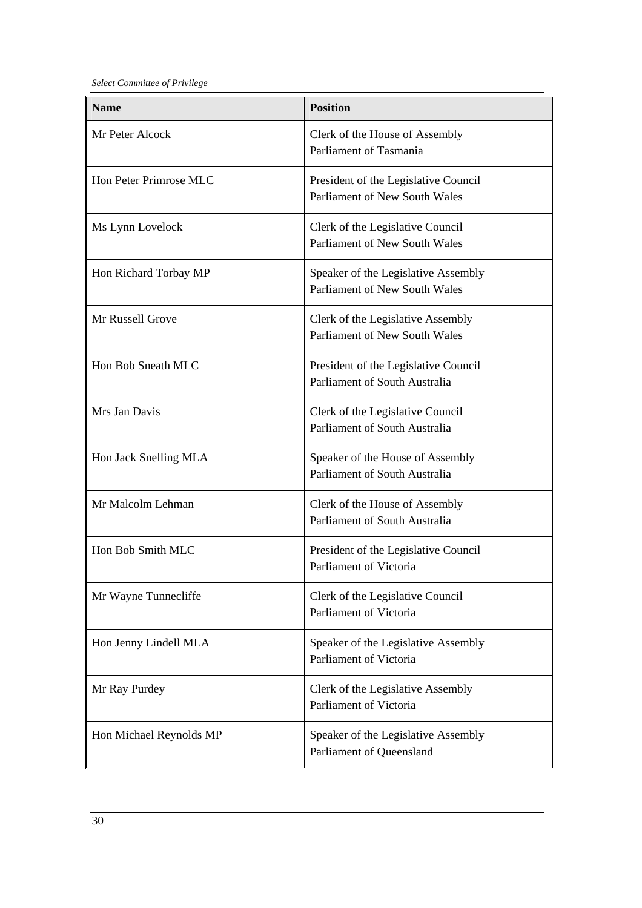| Name | Position |
|---|---|
| Mr Peter Alcock | Clerk of the House of Assembly<br>Parliament of Tasmania |
| Hon Peter Primrose MLC | President of the Legislative Council<br>Parliament of New South Wales |
| Ms Lynn Lovelock | Clerk of the Legislative Council<br>Parliament of New South Wales |
| Hon Richard Torbay MP | Speaker of the Legislative Assembly<br>Parliament of New South Wales |
| Mr Russell Grove | Clerk of the Legislative Assembly<br>Parliament of New South Wales |
| Hon Bob Sneath MLC | President of the Legislative Council<br>Parliament of South Australia |
| Mrs Jan Davis | Clerk of the Legislative Council<br>Parliament of South Australia |
| Hon Jack Snelling MLA | Speaker of the House of Assembly<br>Parliament of South Australia |
| Mr Malcolm Lehman | Clerk of the House of Assembly<br>Parliament of South Australia |
| Hon Bob Smith MLC | President of the Legislative Council<br>Parliament of Victoria |
| Mr Wayne Tunnecliffe | Clerk of the Legislative Council<br>Parliament of Victoria |
| Hon Jenny Lindell MLA | Speaker of the Legislative Assembly<br>Parliament of Victoria |
| Mr Ray Purdey | Clerk of the Legislative Assembly<br>Parliament of Victoria |
| Hon Michael Reynolds MP | Speaker of the Legislative Assembly<br>Parliament of Queensland |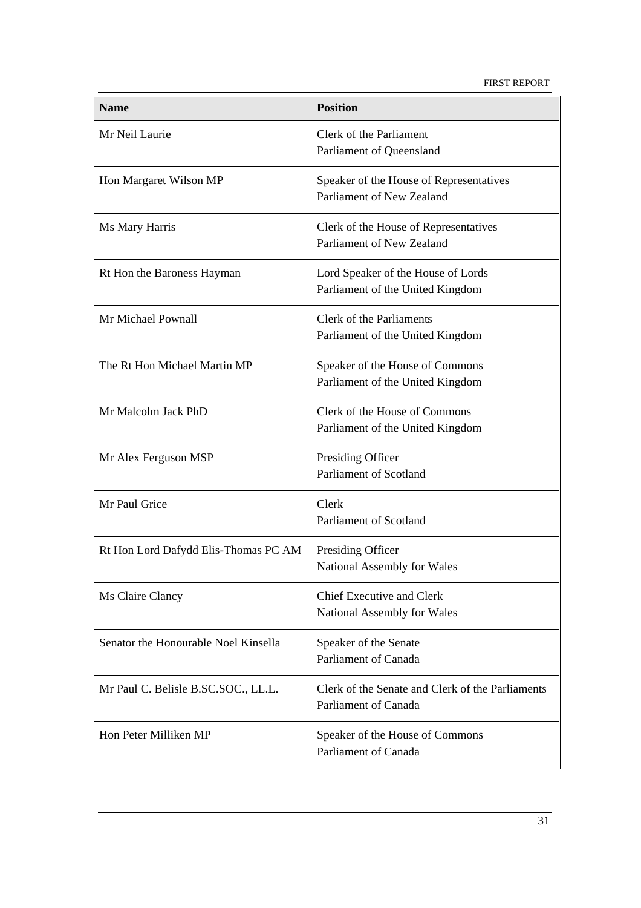| Name | Position |
|---|---|
| Mr Neil Laurie | Clerk of the Parliament<br>Parliament of Queensland |
| Hon Margaret Wilson MP | Speaker of the House of Representatives<br>Parliament of New Zealand |
| Ms Mary Harris | Clerk of the House of Representatives<br>Parliament of New Zealand |
| Rt Hon the Baroness Hayman | Lord Speaker of the House of Lords<br>Parliament of the United Kingdom |
| Mr Michael Pownall | Clerk of the Parliaments<br>Parliament of the United Kingdom |
| The Rt Hon Michael Martin MP | Speaker of the House of Commons<br>Parliament of the United Kingdom |
| Mr Malcolm Jack PhD | Clerk of the House of Commons<br>Parliament of the United Kingdom |
| Mr Alex Ferguson MSP | Presiding Officer<br>Parliament of Scotland |
| Mr Paul Grice | Clerk<br>Parliament of Scotland |
| Rt Hon Lord Dafydd Elis-Thomas PC AM | Presiding Officer<br>National Assembly for Wales |
| Ms Claire Clancy | Chief Executive and Clerk<br>National Assembly for Wales |
| Senator the Honourable Noel Kinsella | Speaker of the Senate<br>Parliament of Canada |
| Mr Paul C. Belisle B.SC.SOC., LL.L. | Clerk of the Senate and Clerk of the Parliaments<br>Parliament of Canada |
| Hon Peter Milliken MP | Speaker of the House of Commons<br>Parliament of Canada |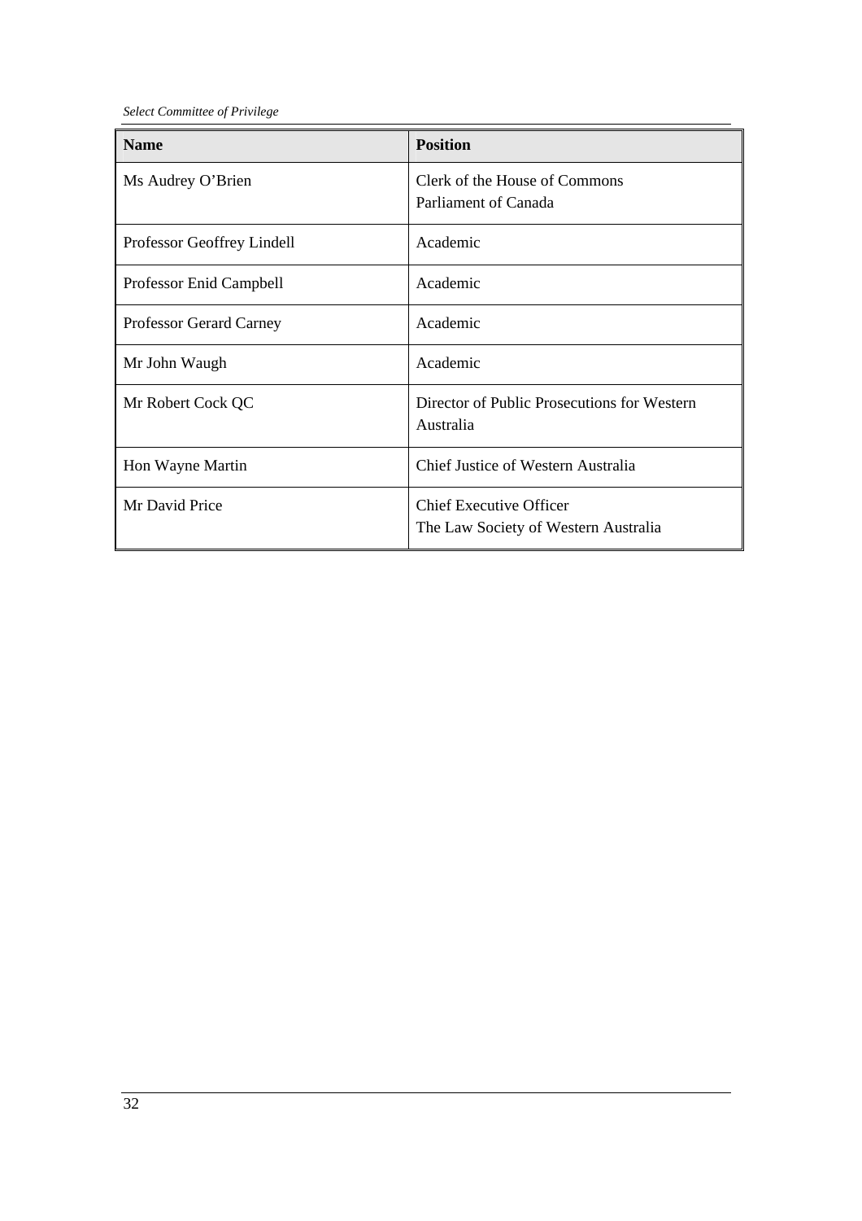| Name | Position |
| --- | --- |
| Ms Audrey O'Brien | Clerk of the House of Commons<br>Parliament of Canada |
| Professor Geoffrey Lindell | Academic |
| Professor Enid Campbell | Academic |
| Professor Gerard Carney | Academic |
| Mr John Waugh | Academic |
| Mr Robert Cock QC | Director of Public Prosecutions for Western Australia |
| Hon Wayne Martin | Chief Justice of Western Australia |
| Mr David Price | Chief Executive Officer<br>The Law Society of Western Australia |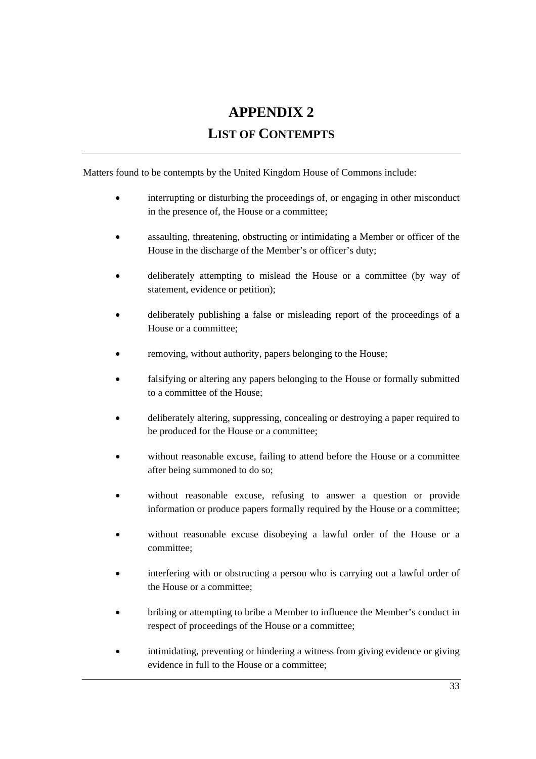# APPENDIX 2

## LIST OF CONTEMPTS

Matters found to be contempts by the United Kingdom House of Commons include:

- interrupting or disturbing the proceedings of, or engaging in other misconduct in the presence of, the House or a committee;
- assaulting, threatening, obstructing or intimidating a Member or officer of the House in the discharge of the Member's or officer's duty;
- deliberately attempting to mislead the House or a committee (by way of statement, evidence or petition);
- deliberately publishing a false or misleading report of the proceedings of a House or a committee;
- removing, without authority, papers belonging to the House;
- falsifying or altering any papers belonging to the House or formally submitted to a committee of the House;
- deliberately altering, suppressing, concealing or destroying a paper required to be produced for the House or a committee;
- without reasonable excuse, failing to attend before the House or a committee after being summoned to do so;
- without reasonable excuse, refusing to answer a question or provide information or produce papers formally required by the House or a committee;
- without reasonable excuse disobeying a lawful order of the House or a committee;
- interfering with or obstructing a person who is carrying out a lawful order of the House or a committee;
- bribing or attempting to bribe a Member to influence the Member's conduct in respect of proceedings of the House or a committee;
- intimidating, preventing or hindering a witness from giving evidence or giving evidence in full to the House or a committee;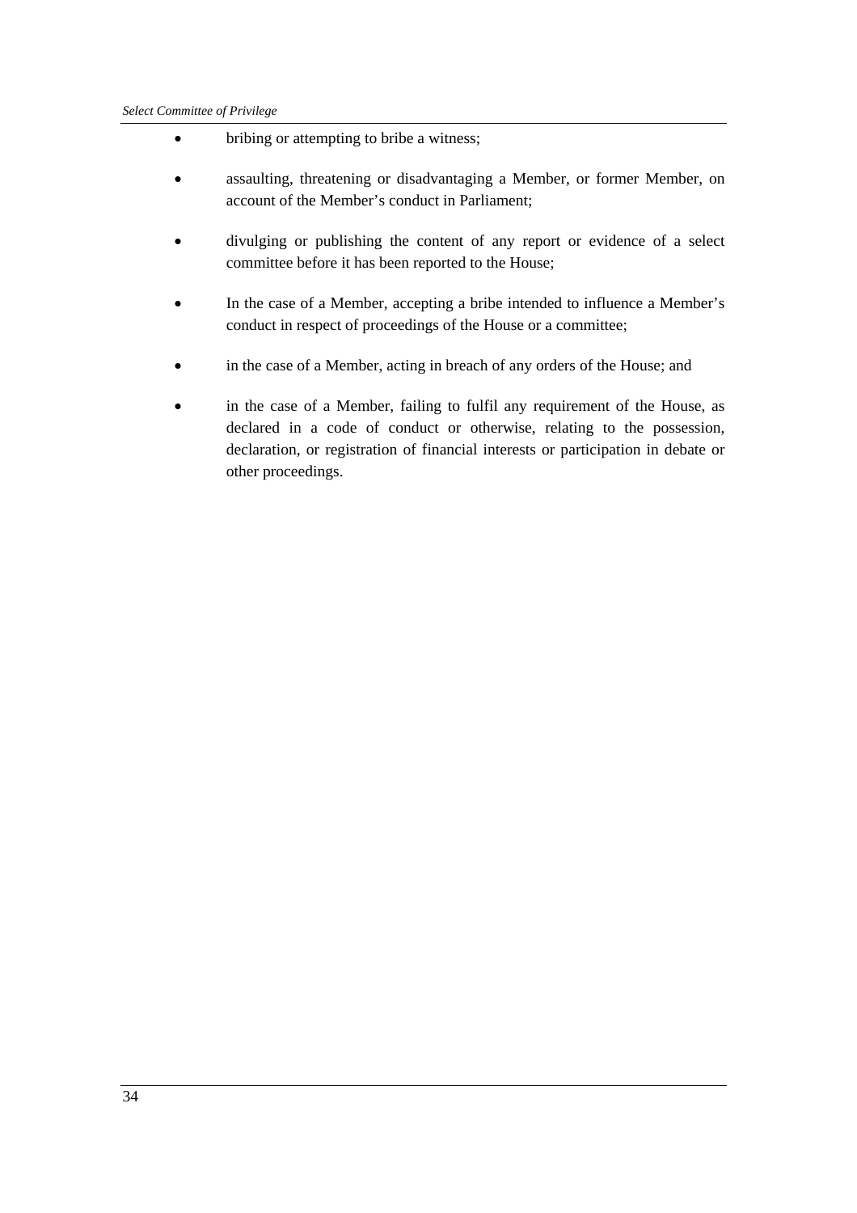- bribing or attempting to bribe a witness;
- assaulting, threatening or disadvantaging a Member, or former Member, on account of the Member's conduct in Parliament;
- divulging or publishing the content of any report or evidence of a select committee before it has been reported to the House;
- In the case of a Member, accepting a bribe intended to influence a Member's conduct in respect of proceedings of the House or a committee;
- in the case of a Member, acting in breach of any orders of the House; and
- in the case of a Member, failing to fulfil any requirement of the House, as declared in a code of conduct or otherwise, relating to the possession, declaration, or registration of financial interests or participation in debate or other proceedings.